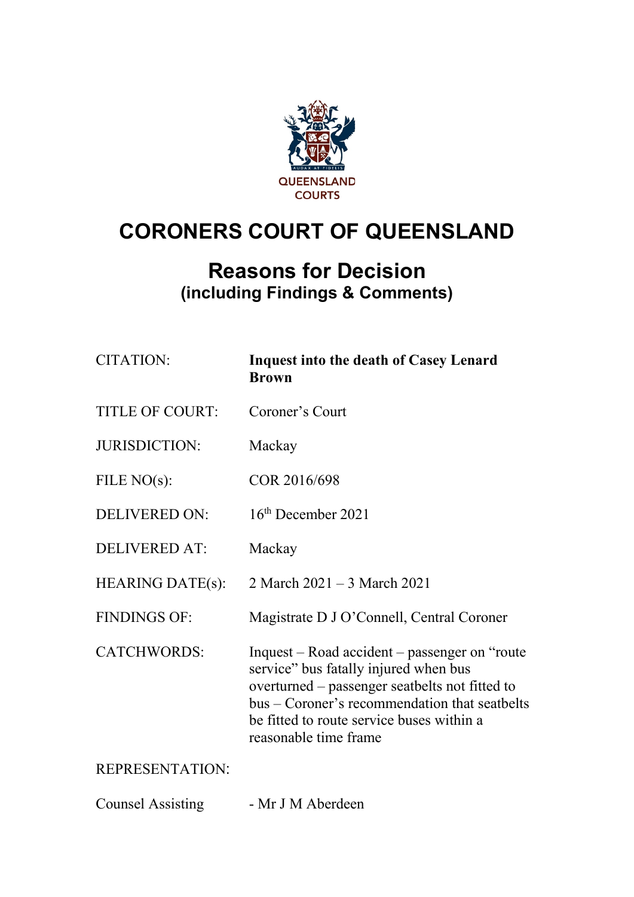QUEENSLAND COURTS

# CORONERS COURT OF QUEENSLAND

## Reasons for Decision
### (including Findings & Comments)

| | |
|---|---|
| CITATION: | **Inquest into the death of Casey Lenard Brown** |
| TITLE OF COURT: | Coroner's Court |
| JURISDICTION: | Mackay |
| FILE NO(s): | COR 2016/698 |
| DELIVERED ON: | 16th December 2021 |
| DELIVERED AT: | Mackay |
| HEARING DATE(s): | 2 March 2021 – 3 March 2021 |
| FINDINGS OF: | Magistrate D J O'Connell, Central Coroner |
| CATCHWORDS: | Inquest – Road accident – passenger on "route service" bus fatally injured when bus overturned – passenger seatbelts not fitted to bus – Coroner's recommendation that seatbelts be fitted to route service buses within a reasonable time frame |

REPRESENTATION:

| | |
|---|---|
| Counsel Assisting | - Mr J M Aberdeen |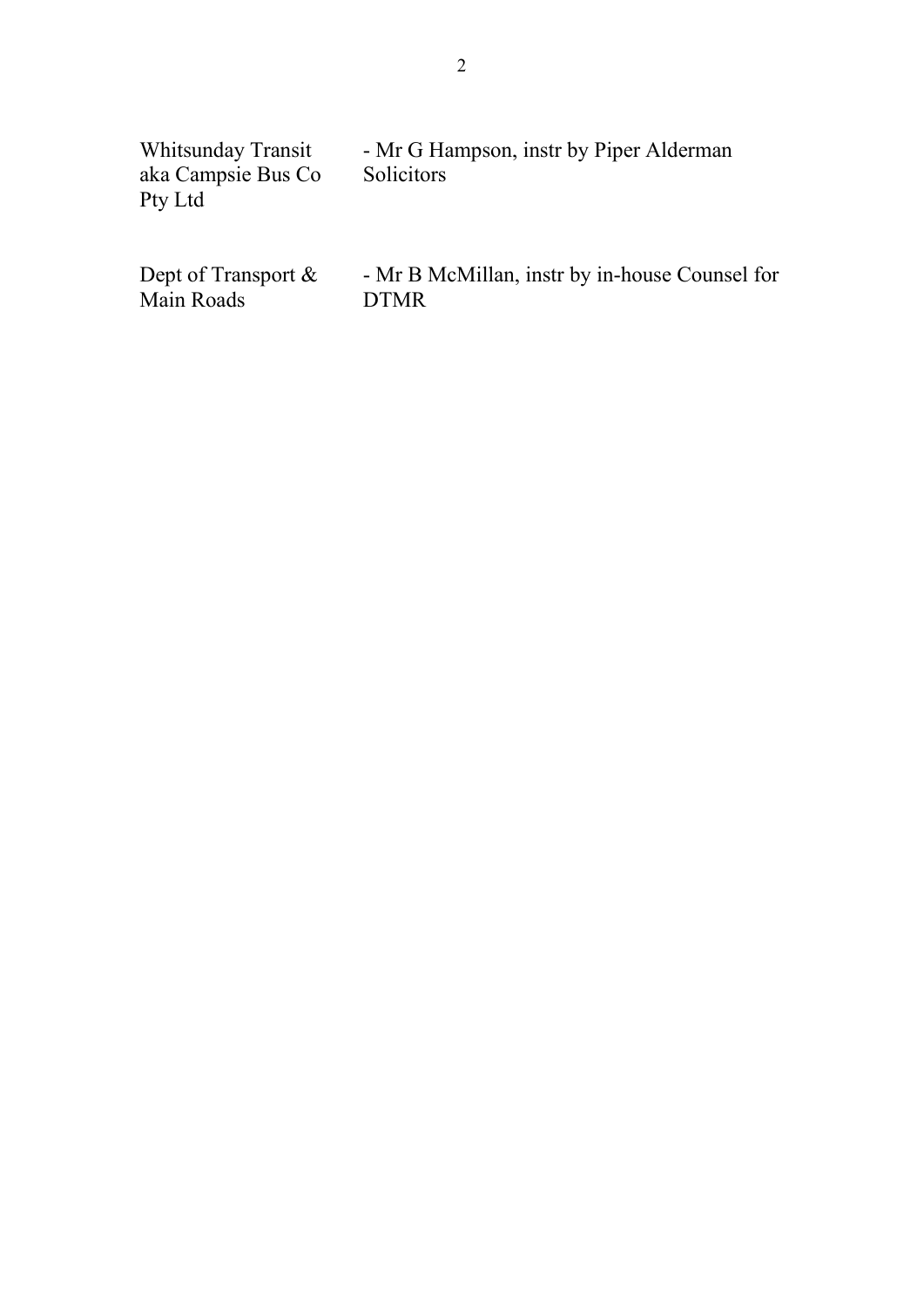| | |
|---|---|
| Whitsunday Transit aka Campsie Bus Co Pty Ltd | - Mr G Hampson, instr by Piper Alderman Solicitors |
| Dept of Transport & Main Roads | - Mr B McMillan, instr by in-house Counsel for DTMR |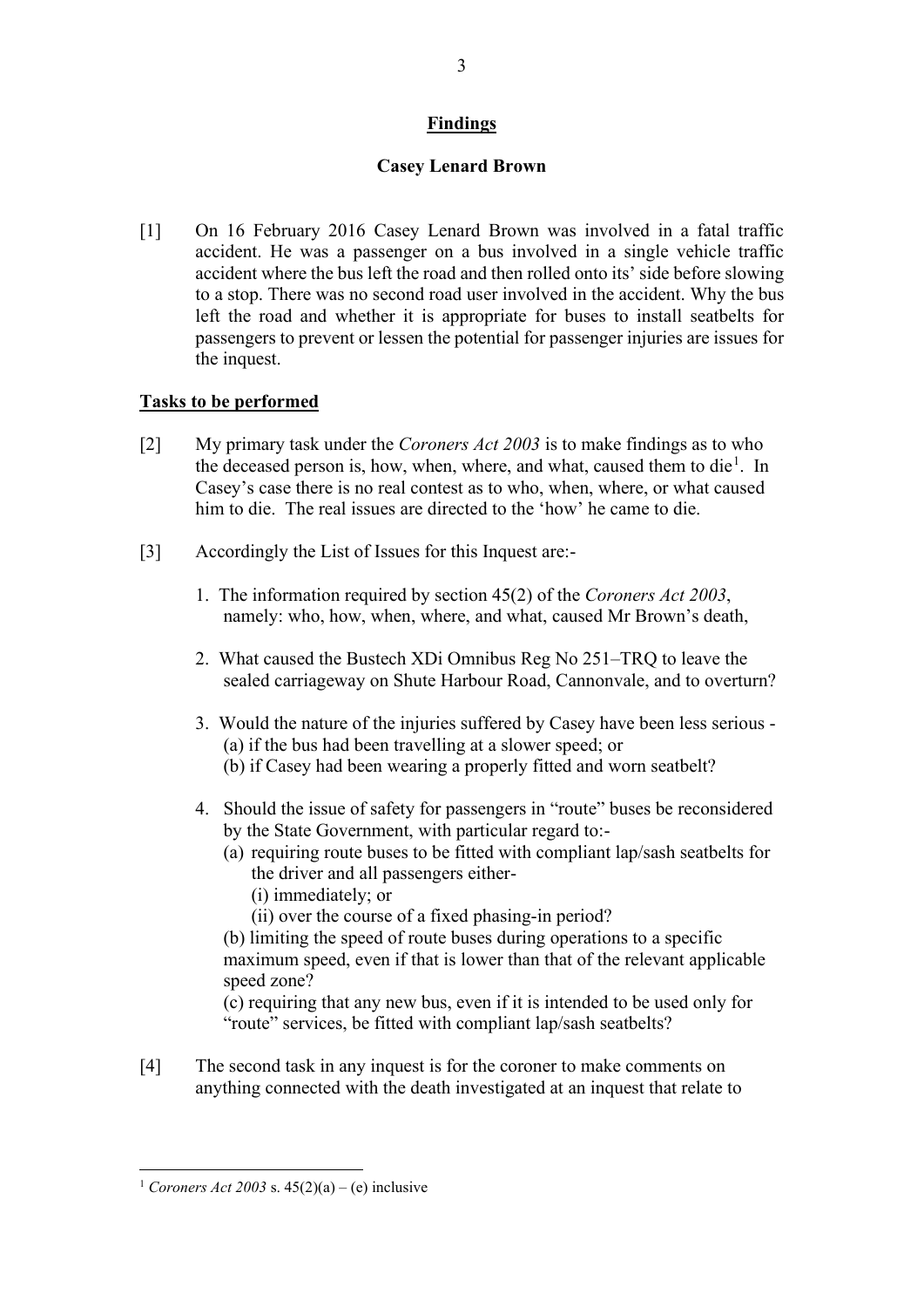## **Findings**

### **Casey Lenard Brown**

[1] On 16 February 2016 Casey Lenard Brown was involved in a fatal traffic accident. He was a passenger on a bus involved in a single vehicle traffic accident where the bus left the road and then rolled onto its' side before slowing to a stop. There was no second road user involved in the accident. Why the bus left the road and whether it is appropriate for buses to install seatbelts for passengers to prevent or lessen the potential for passenger injuries are issues for the inquest.

### **Tasks to be performed**

[2] My primary task under the *Coroners Act 2003* is to make findings as to who the deceased person is, how, when, where, and what, caused them to die[1]. In Casey's case there is no real contest as to who, when, where, or what caused him to die. The real issues are directed to the 'how' he came to die.

[3] Accordingly the List of Issues for this Inquest are:-

1. The information required by section 45(2) of the *Coroners Act 2003*, namely: who, how, when, where, and what, caused Mr Brown's death,

2. What caused the Bustech XDi Omnibus Reg No 251–TRQ to leave the sealed carriageway on Shute Harbour Road, Cannonvale, and to overturn?

3. Would the nature of the injuries suffered by Casey have been less serious -
   (a) if the bus had been travelling at a slower speed; or
   (b) if Casey had been wearing a properly fitted and worn seatbelt?

4. Should the issue of safety for passengers in "route" buses be reconsidered by the State Government, with particular regard to:-
   (a) requiring route buses to be fitted with compliant lap/sash seatbelts for the driver and all passengers either-
      (i) immediately; or
      (ii) over the course of a fixed phasing-in period?
   (b) limiting the speed of route buses during operations to a specific maximum speed, even if that is lower than that of the relevant applicable speed zone?
   (c) requiring that any new bus, even if it is intended to be used only for "route" services, be fitted with compliant lap/sash seatbelts?

[4] The second task in any inquest is for the coroner to make comments on anything connected with the death investigated at an inquest that relate to

---

[1] *Coroners Act 2003* s. 45(2)(a) – (e) inclusive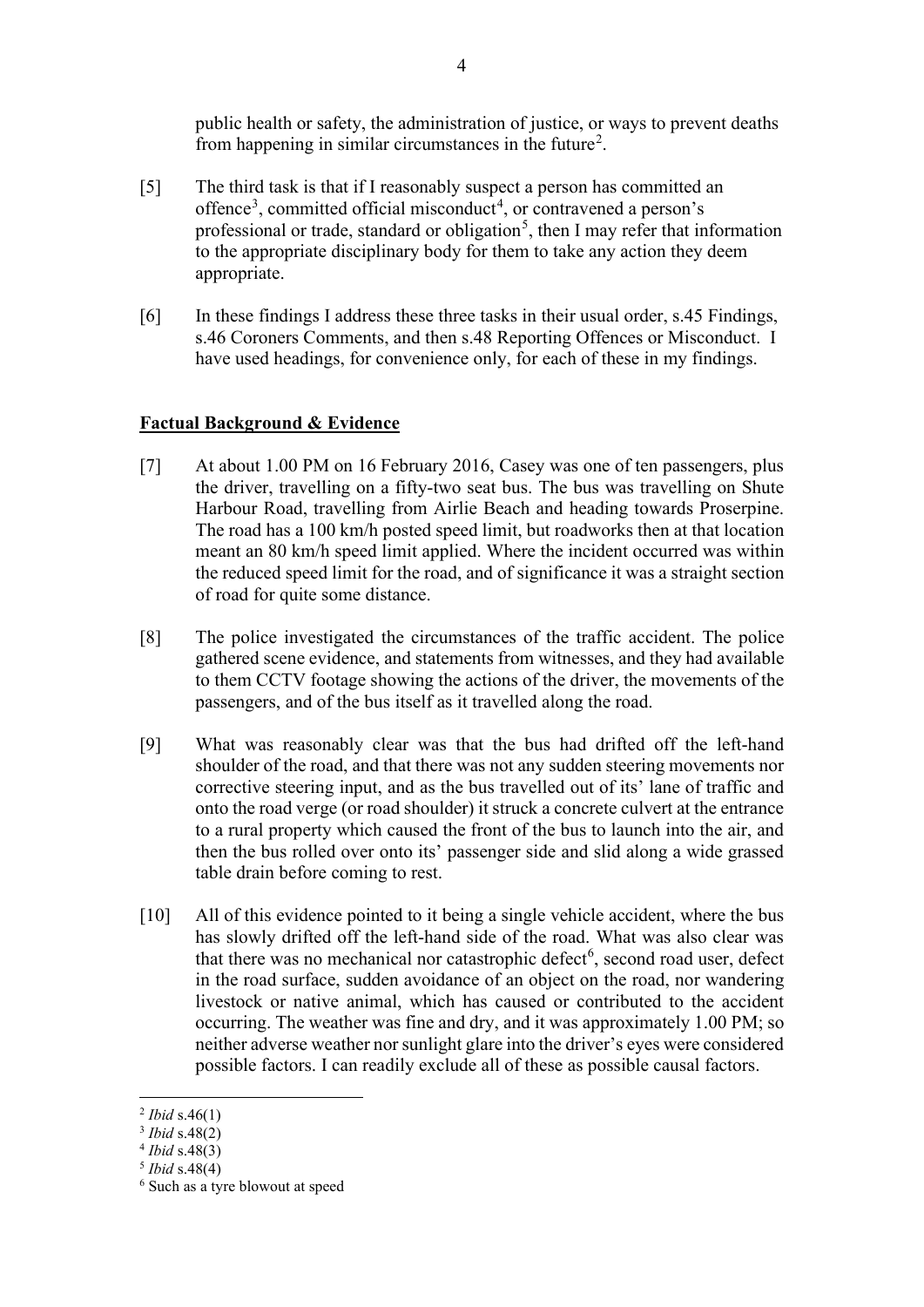public health or safety, the administration of justice, or ways to prevent deaths from happening in similar circumstances in the future[2].

[5] The third task is that if I reasonably suspect a person has committed an offence[3], committed official misconduct[4], or contravened a person's professional or trade, standard or obligation[5], then I may refer that information to the appropriate disciplinary body for them to take any action they deem appropriate.

[6] In these findings I address these three tasks in their usual order, s.45 Findings, s.46 Coroners Comments, and then s.48 Reporting Offences or Misconduct. I have used headings, for convenience only, for each of these in my findings.

**Factual Background & Evidence**

[7] At about 1.00 PM on 16 February 2016, Casey was one of ten passengers, plus the driver, travelling on a fifty-two seat bus. The bus was travelling on Shute Harbour Road, travelling from Airlie Beach and heading towards Proserpine. The road has a 100 km/h posted speed limit, but roadworks then at that location meant an 80 km/h speed limit applied. Where the incident occurred was within the reduced speed limit for the road, and of significance it was a straight section of road for quite some distance.

[8] The police investigated the circumstances of the traffic accident. The police gathered scene evidence, and statements from witnesses, and they had available to them CCTV footage showing the actions of the driver, the movements of the passengers, and of the bus itself as it travelled along the road.

[9] What was reasonably clear was that the bus had drifted off the left-hand shoulder of the road, and that there was not any sudden steering movements nor corrective steering input, and as the bus travelled out of its' lane of traffic and onto the road verge (or road shoulder) it struck a concrete culvert at the entrance to a rural property which caused the front of the bus to launch into the air, and then the bus rolled over onto its' passenger side and slid along a wide grassed table drain before coming to rest.

[10] All of this evidence pointed to it being a single vehicle accident, where the bus has slowly drifted off the left-hand side of the road. What was also clear was that there was no mechanical nor catastrophic defect[6], second road user, defect in the road surface, sudden avoidance of an object on the road, nor wandering livestock or native animal, which has caused or contributed to the accident occurring. The weather was fine and dry, and it was approximately 1.00 PM; so neither adverse weather nor sunlight glare into the driver's eyes were considered possible factors. I can readily exclude all of these as possible causal factors.

---

[2] *Ibid* s.46(1)

[3] *Ibid* s.48(2)

[4] *Ibid* s.48(3)

[5] *Ibid* s.48(4)

[6] Such as a tyre blowout at speed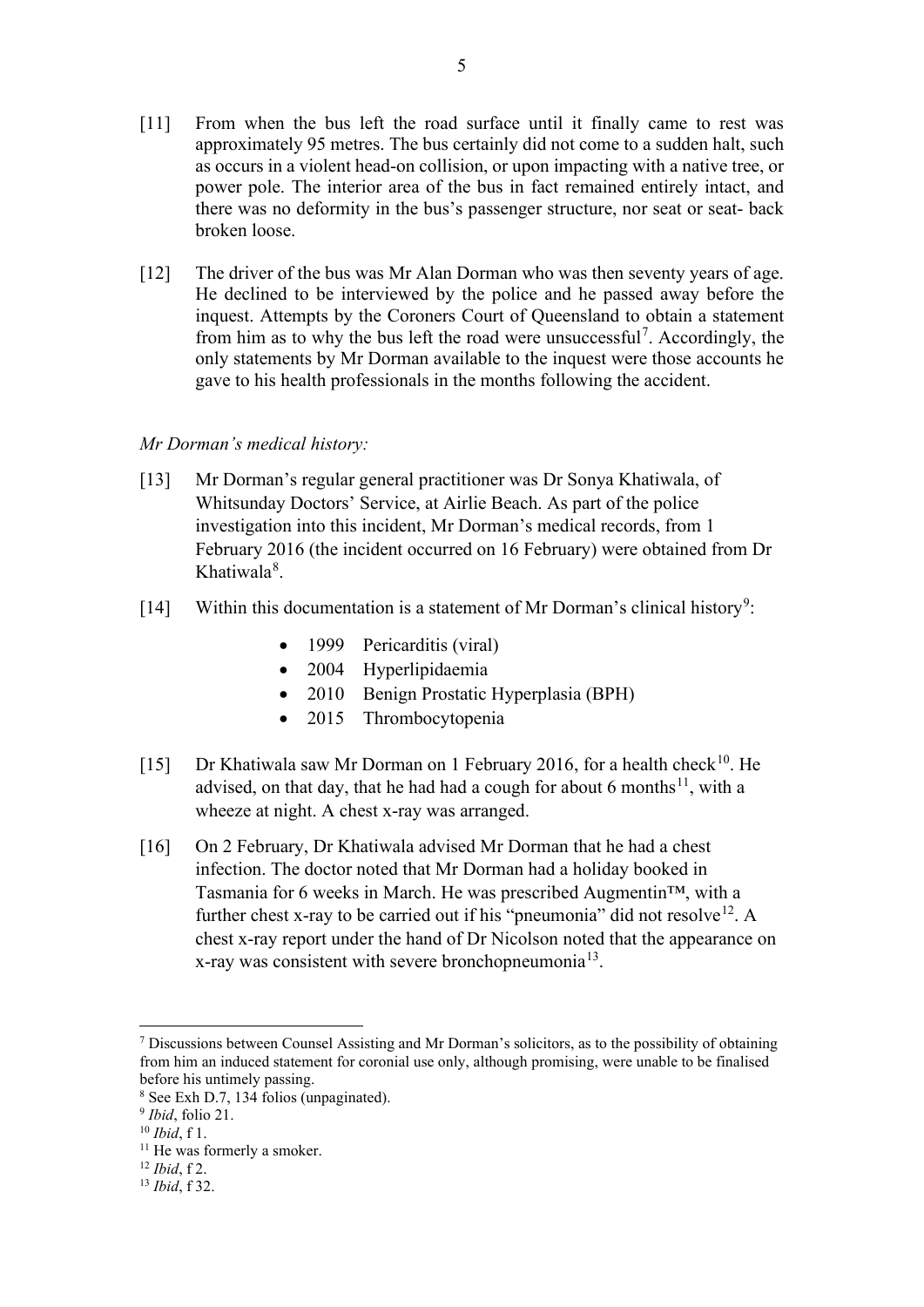[11] From when the bus left the road surface until it finally came to rest was approximately 95 metres. The bus certainly did not come to a sudden halt, such as occurs in a violent head-on collision, or upon impacting with a native tree, or power pole. The interior area of the bus in fact remained entirely intact, and there was no deformity in the bus's passenger structure, nor seat or seat- back broken loose.

[12] The driver of the bus was Mr Alan Dorman who was then seventy years of age. He declined to be interviewed by the police and he passed away before the inquest. Attempts by the Coroners Court of Queensland to obtain a statement from him as to why the bus left the road were unsuccessful[7]. Accordingly, the only statements by Mr Dorman available to the inquest were those accounts he gave to his health professionals in the months following the accident.

*Mr Dorman's medical history:*

[13] Mr Dorman's regular general practitioner was Dr Sonya Khatiwala, of Whitsunday Doctors' Service, at Airlie Beach. As part of the police investigation into this incident, Mr Dorman's medical records, from 1 February 2016 (the incident occurred on 16 February) were obtained from Dr Khatiwala[8].

[14] Within this documentation is a statement of Mr Dorman's clinical history[9]:

- 1999 Pericarditis (viral)
- 2004 Hyperlipidaemia
- 2010 Benign Prostatic Hyperplasia (BPH)
- 2015 Thrombocytopenia

[15] Dr Khatiwala saw Mr Dorman on 1 February 2016, for a health check[10]. He advised, on that day, that he had had a cough for about 6 months[11], with a wheeze at night. A chest x-ray was arranged.

[16] On 2 February, Dr Khatiwala advised Mr Dorman that he had a chest infection. The doctor noted that Mr Dorman had a holiday booked in Tasmania for 6 weeks in March. He was prescribed Augmentin™, with a further chest x-ray to be carried out if his "pneumonia" did not resolve[12]. A chest x-ray report under the hand of Dr Nicolson noted that the appearance on x-ray was consistent with severe bronchopneumonia[13].

---

[7] Discussions between Counsel Assisting and Mr Dorman's solicitors, as to the possibility of obtaining from him an induced statement for coronial use only, although promising, were unable to be finalised before his untimely passing.

[8] See Exh D.7, 134 folios (unpaginated).

[9] *Ibid*, folio 21.

[10] *Ibid*, f 1.

[11] He was formerly a smoker.

[12] *Ibid*, f 2.

[13] *Ibid*, f 32.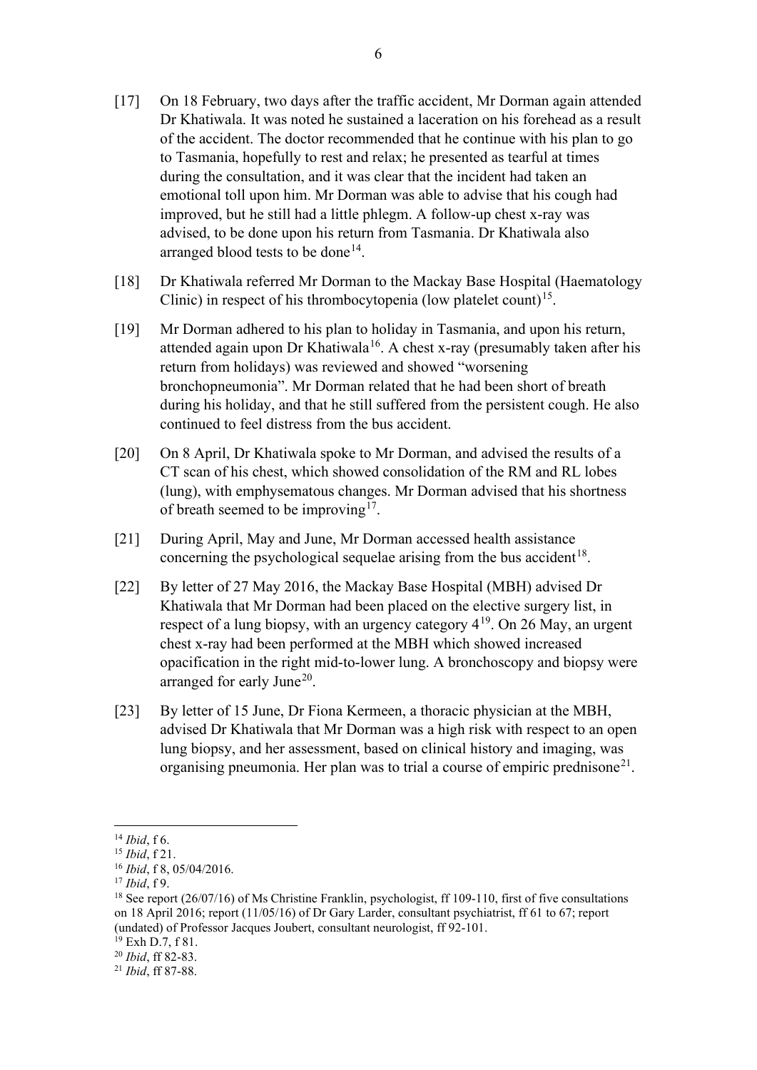[17] On 18 February, two days after the traffic accident, Mr Dorman again attended Dr Khatiwala. It was noted he sustained a laceration on his forehead as a result of the accident. The doctor recommended that he continue with his plan to go to Tasmania, hopefully to rest and relax; he presented as tearful at times during the consultation, and it was clear that the incident had taken an emotional toll upon him. Mr Dorman was able to advise that his cough had improved, but he still had a little phlegm. A follow-up chest x-ray was advised, to be done upon his return from Tasmania. Dr Khatiwala also arranged blood tests to be done[14].

[18] Dr Khatiwala referred Mr Dorman to the Mackay Base Hospital (Haematology Clinic) in respect of his thrombocytopenia (low platelet count)[15].

[19] Mr Dorman adhered to his plan to holiday in Tasmania, and upon his return, attended again upon Dr Khatiwala[16]. A chest x-ray (presumably taken after his return from holidays) was reviewed and showed "worsening bronchopneumonia". Mr Dorman related that he had been short of breath during his holiday, and that he still suffered from the persistent cough. He also continued to feel distress from the bus accident.

[20] On 8 April, Dr Khatiwala spoke to Mr Dorman, and advised the results of a CT scan of his chest, which showed consolidation of the RM and RL lobes (lung), with emphysematous changes. Mr Dorman advised that his shortness of breath seemed to be improving[17].

[21] During April, May and June, Mr Dorman accessed health assistance concerning the psychological sequelae arising from the bus accident[18].

[22] By letter of 27 May 2016, the Mackay Base Hospital (MBH) advised Dr Khatiwala that Mr Dorman had been placed on the elective surgery list, in respect of a lung biopsy, with an urgency category 4[19]. On 26 May, an urgent chest x-ray had been performed at the MBH which showed increased opacification in the right mid-to-lower lung. A bronchoscopy and biopsy were arranged for early June[20].

[23] By letter of 15 June, Dr Fiona Kermeen, a thoracic physician at the MBH, advised Dr Khatiwala that Mr Dorman was a high risk with respect to an open lung biopsy, and her assessment, based on clinical history and imaging, was organising pneumonia. Her plan was to trial a course of empiric prednisone[21].

---

[14] *Ibid*, f 6.

[15] *Ibid*, f 21.

[16] *Ibid*, f 8, 05/04/2016.

[17] *Ibid*, f 9.

[18] See report (26/07/16) of Ms Christine Franklin, psychologist, ff 109-110, first of five consultations on 18 April 2016; report (11/05/16) of Dr Gary Larder, consultant psychiatrist, ff 61 to 67; report (undated) of Professor Jacques Joubert, consultant neurologist, ff 92-101.

[19] Exh D.7, f 81.

[20] *Ibid*, ff 82-83.

[21] *Ibid*, ff 87-88.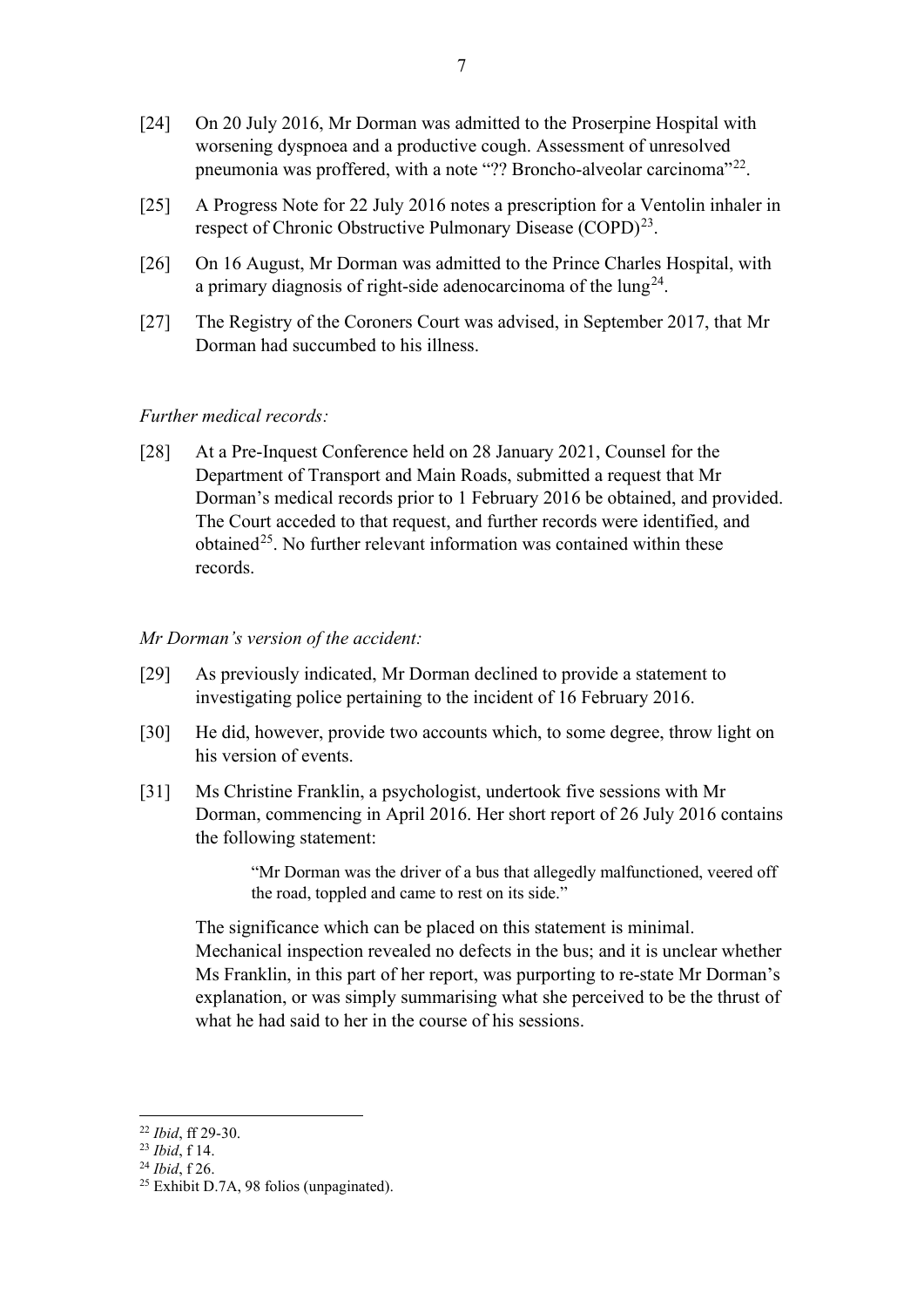[24] On 20 July 2016, Mr Dorman was admitted to the Proserpine Hospital with worsening dyspnoea and a productive cough. Assessment of unresolved pneumonia was proffered, with a note "?? Broncho-alveolar carcinoma"[22].

[25] A Progress Note for 22 July 2016 notes a prescription for a Ventolin inhaler in respect of Chronic Obstructive Pulmonary Disease (COPD)[23].

[26] On 16 August, Mr Dorman was admitted to the Prince Charles Hospital, with a primary diagnosis of right-side adenocarcinoma of the lung[24].

[27] The Registry of the Coroners Court was advised, in September 2017, that Mr Dorman had succumbed to his illness.

*Further medical records:*

[28] At a Pre-Inquest Conference held on 28 January 2021, Counsel for the Department of Transport and Main Roads, submitted a request that Mr Dorman's medical records prior to 1 February 2016 be obtained, and provided. The Court acceded to that request, and further records were identified, and obtained[25]. No further relevant information was contained within these records.

*Mr Dorman's version of the accident:*

[29] As previously indicated, Mr Dorman declined to provide a statement to investigating police pertaining to the incident of 16 February 2016.

[30] He did, however, provide two accounts which, to some degree, throw light on his version of events.

[31] Ms Christine Franklin, a psychologist, undertook five sessions with Mr Dorman, commencing in April 2016. Her short report of 26 July 2016 contains the following statement:

> "Mr Dorman was the driver of a bus that allegedly malfunctioned, veered off the road, toppled and came to rest on its side."

The significance which can be placed on this statement is minimal. Mechanical inspection revealed no defects in the bus; and it is unclear whether Ms Franklin, in this part of her report, was purporting to re-state Mr Dorman's explanation, or was simply summarising what she perceived to be the thrust of what he had said to her in the course of his sessions.

---

[22] *Ibid*, ff 29-30.

[23] *Ibid*, f 14.

[24] *Ibid*, f 26.

[25] Exhibit D.7A, 98 folios (unpaginated).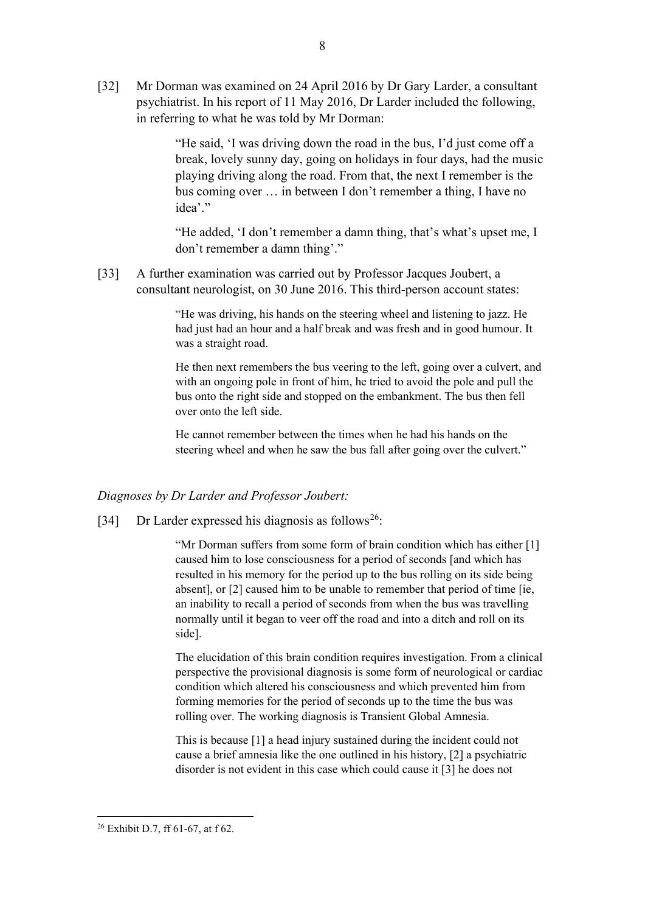[32] Mr Dorman was examined on 24 April 2016 by Dr Gary Larder, a consultant psychiatrist. In his report of 11 May 2016, Dr Larder included the following, in referring to what he was told by Mr Dorman:

> "He said, 'I was driving down the road in the bus, I'd just come off a break, lovely sunny day, going on holidays in four days, had the music playing driving along the road. From that, the next I remember is the bus coming over … in between I don't remember a thing, I have no idea'."
>
> "He added, 'I don't remember a damn thing, that's what's upset me, I don't remember a damn thing'."

[33] A further examination was carried out by Professor Jacques Joubert, a consultant neurologist, on 30 June 2016. This third-person account states:

> "He was driving, his hands on the steering wheel and listening to jazz. He had just had an hour and a half break and was fresh and in good humour. It was a straight road.
>
> He then next remembers the bus veering to the left, going over a culvert, and with an ongoing pole in front of him, he tried to avoid the pole and pull the bus onto the right side and stopped on the embankment. The bus then fell over onto the left side.
>
> He cannot remember between the times when he had his hands on the steering wheel and when he saw the bus fall after going over the culvert."

*Diagnoses by Dr Larder and Professor Joubert:*

[34] Dr Larder expressed his diagnosis as follows[26]:

> "Mr Dorman suffers from some form of brain condition which has either [1] caused him to lose consciousness for a period of seconds [and which has resulted in his memory for the period up to the bus rolling on its side being absent], or [2] caused him to be unable to remember that period of time [ie, an inability to recall a period of seconds from when the bus was travelling normally until it began to veer off the road and into a ditch and roll on its side].
>
> The elucidation of this brain condition requires investigation. From a clinical perspective the provisional diagnosis is some form of neurological or cardiac condition which altered his consciousness and which prevented him from forming memories for the period of seconds up to the time the bus was rolling over. The working diagnosis is Transient Global Amnesia.
>
> This is because [1] a head injury sustained during the incident could not cause a brief amnesia like the one outlined in his history, [2] a psychiatric disorder is not evident in this case which could cause it [3] he does not

---

[26] Exhibit D.7, ff 61-67, at f 62.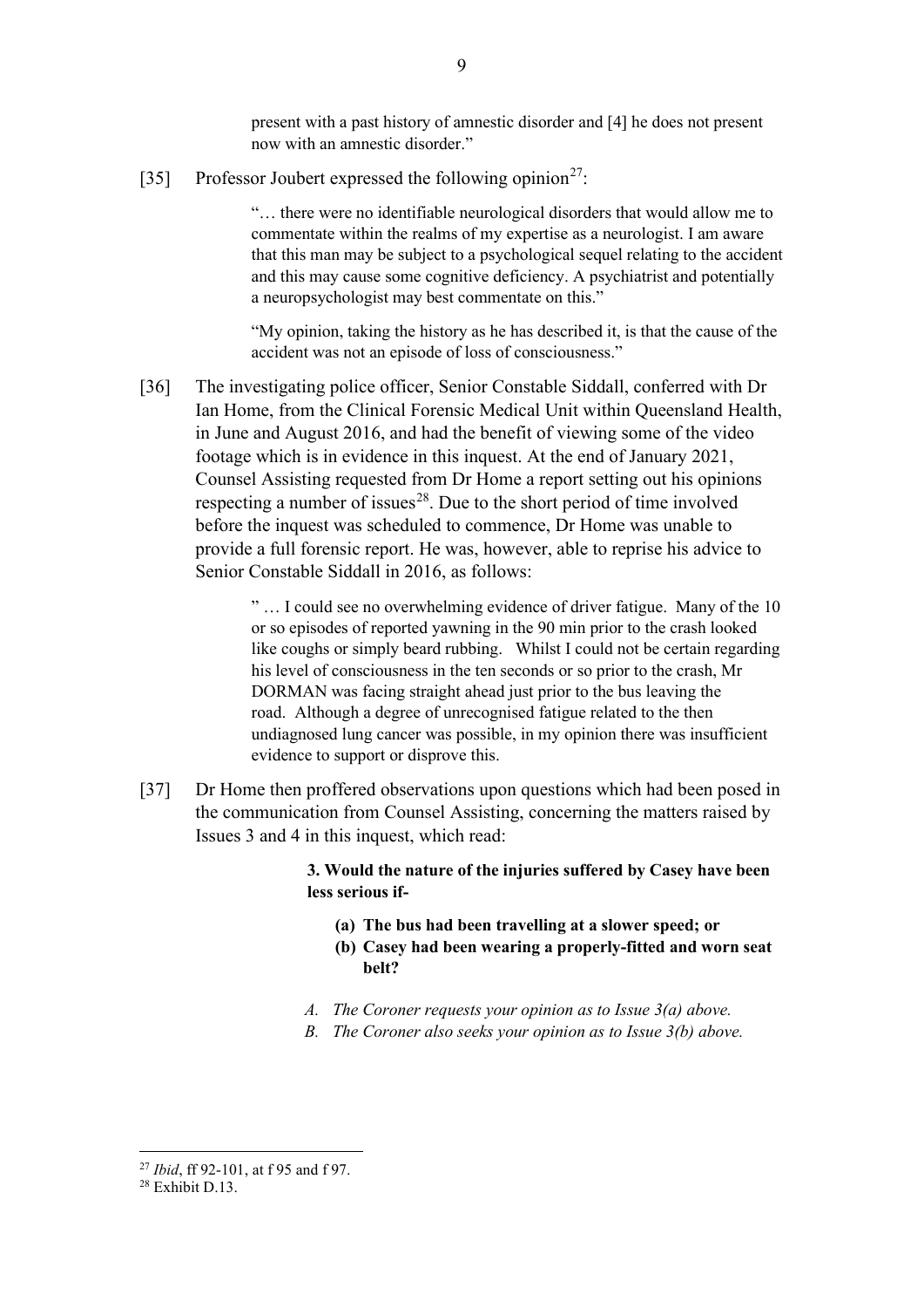present with a past history of amnestic disorder and [4] he does not present now with an amnestic disorder."

[35] Professor Joubert expressed the following opinion[27]:

> "… there were no identifiable neurological disorders that would allow me to commentate within the realms of my expertise as a neurologist. I am aware that this man may be subject to a psychological sequel relating to the accident and this may cause some cognitive deficiency. A psychiatrist and potentially a neuropsychologist may best commentate on this."
>
> "My opinion, taking the history as he has described it, is that the cause of the accident was not an episode of loss of consciousness."

[36] The investigating police officer, Senior Constable Siddall, conferred with Dr Ian Home, from the Clinical Forensic Medical Unit within Queensland Health, in June and August 2016, and had the benefit of viewing some of the video footage which is in evidence in this inquest. At the end of January 2021, Counsel Assisting requested from Dr Home a report setting out his opinions respecting a number of issues[28]. Due to the short period of time involved before the inquest was scheduled to commence, Dr Home was unable to provide a full forensic report. He was, however, able to reprise his advice to Senior Constable Siddall in 2016, as follows:

> " … I could see no overwhelming evidence of driver fatigue. Many of the 10 or so episodes of reported yawning in the 90 min prior to the crash looked like coughs or simply beard rubbing. Whilst I could not be certain regarding his level of consciousness in the ten seconds or so prior to the crash, Mr DORMAN was facing straight ahead just prior to the bus leaving the road. Although a degree of unrecognised fatigue related to the then undiagnosed lung cancer was possible, in my opinion there was insufficient evidence to support or disprove this.

[37] Dr Home then proffered observations upon questions which had been posed in the communication from Counsel Assisting, concerning the matters raised by Issues 3 and 4 in this inquest, which read:

> **3. Would the nature of the injuries suffered by Casey have been less serious if-**
>
> **(a) The bus had been travelling at a slower speed; or**
> **(b) Casey had been wearing a properly-fitted and worn seat belt?**
>
> *A. The Coroner requests your opinion as to Issue 3(a) above.*
> *B. The Coroner also seeks your opinion as to Issue 3(b) above.*

---

[27] *Ibid*, ff 92-101, at f 95 and f 97.

[28] Exhibit D.13.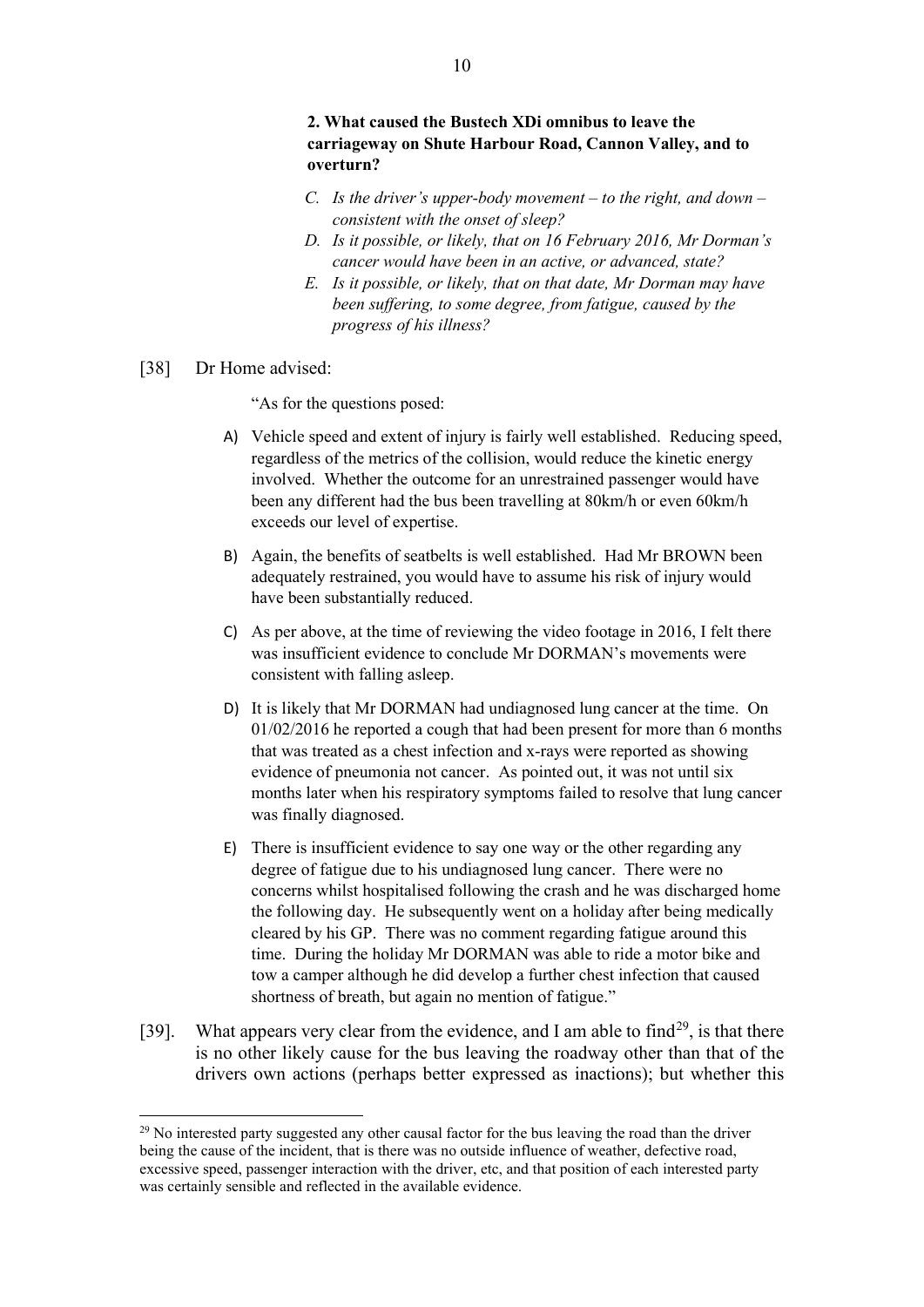**2. What caused the Bustech XDi omnibus to leave the carriageway on Shute Harbour Road, Cannon Valley, and to overturn?**

*C. Is the driver's upper-body movement – to the right, and down – consistent with the onset of sleep?*

*D. Is it possible, or likely, that on 16 February 2016, Mr Dorman's cancer would have been in an active, or advanced, state?*

*E. Is it possible, or likely, that on that date, Mr Dorman may have been suffering, to some degree, from fatigue, caused by the progress of his illness?*

[38] Dr Home advised:

"As for the questions posed:

A) Vehicle speed and extent of injury is fairly well established. Reducing speed, regardless of the metrics of the collision, would reduce the kinetic energy involved. Whether the outcome for an unrestrained passenger would have been any different had the bus been travelling at 80km/h or even 60km/h exceeds our level of expertise.

B) Again, the benefits of seatbelts is well established. Had Mr BROWN been adequately restrained, you would have to assume his risk of injury would have been substantially reduced.

C) As per above, at the time of reviewing the video footage in 2016, I felt there was insufficient evidence to conclude Mr DORMAN's movements were consistent with falling asleep.

D) It is likely that Mr DORMAN had undiagnosed lung cancer at the time. On 01/02/2016 he reported a cough that had been present for more than 6 months that was treated as a chest infection and x-rays were reported as showing evidence of pneumonia not cancer. As pointed out, it was not until six months later when his respiratory symptoms failed to resolve that lung cancer was finally diagnosed.

E) There is insufficient evidence to say one way or the other regarding any degree of fatigue due to his undiagnosed lung cancer. There were no concerns whilst hospitalised following the crash and he was discharged home the following day. He subsequently went on a holiday after being medically cleared by his GP. There was no comment regarding fatigue around this time. During the holiday Mr DORMAN was able to ride a motor bike and tow a camper although he did develop a further chest infection that caused shortness of breath, but again no mention of fatigue."

[39]. What appears very clear from the evidence, and I am able to find[29], is that there is no other likely cause for the bus leaving the roadway other than that of the drivers own actions (perhaps better expressed as inactions); but whether this

---

[29] No interested party suggested any other causal factor for the bus leaving the road than the driver being the cause of the incident, that is there was no outside influence of weather, defective road, excessive speed, passenger interaction with the driver, etc, and that position of each interested party was certainly sensible and reflected in the available evidence.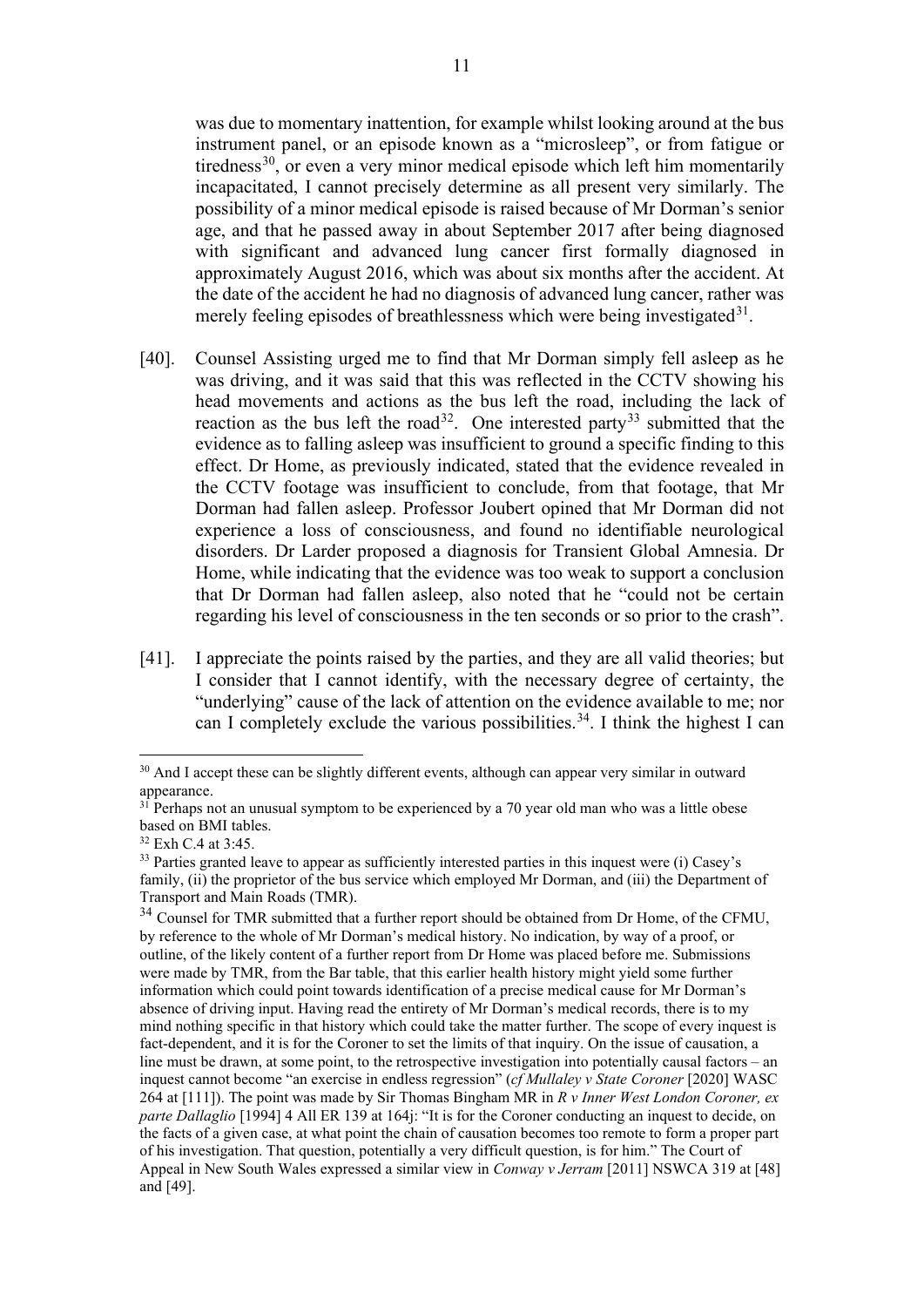was due to momentary inattention, for example whilst looking around at the bus instrument panel, or an episode known as a "microsleep", or from fatigue or tiredness[30], or even a very minor medical episode which left him momentarily incapacitated, I cannot precisely determine as all present very similarly. The possibility of a minor medical episode is raised because of Mr Dorman's senior age, and that he passed away in about September 2017 after being diagnosed with significant and advanced lung cancer first formally diagnosed in approximately August 2016, which was about six months after the accident. At the date of the accident he had no diagnosis of advanced lung cancer, rather was merely feeling episodes of breathlessness which were being investigated[31].

[40]. Counsel Assisting urged me to find that Mr Dorman simply fell asleep as he was driving, and it was said that this was reflected in the CCTV showing his head movements and actions as the bus left the road, including the lack of reaction as the bus left the road[32]. One interested party[33] submitted that the evidence as to falling asleep was insufficient to ground a specific finding to this effect. Dr Home, as previously indicated, stated that the evidence revealed in the CCTV footage was insufficient to conclude, from that footage, that Mr Dorman had fallen asleep. Professor Joubert opined that Mr Dorman did not experience a loss of consciousness, and found no identifiable neurological disorders. Dr Larder proposed a diagnosis for Transient Global Amnesia. Dr Home, while indicating that the evidence was too weak to support a conclusion that Dr Dorman had fallen asleep, also noted that he "could not be certain regarding his level of consciousness in the ten seconds or so prior to the crash".

[41]. I appreciate the points raised by the parties, and they are all valid theories; but I consider that I cannot identify, with the necessary degree of certainty, the "underlying" cause of the lack of attention on the evidence available to me; nor can I completely exclude the various possibilities.[34]. I think the highest I can

---

[30] And I accept these can be slightly different events, although can appear very similar in outward appearance.

[31] Perhaps not an unusual symptom to be experienced by a 70 year old man who was a little obese based on BMI tables.

[32] Exh C.4 at 3:45.

[33] Parties granted leave to appear as sufficiently interested parties in this inquest were (i) Casey's family, (ii) the proprietor of the bus service which employed Mr Dorman, and (iii) the Department of Transport and Main Roads (TMR).

[34] Counsel for TMR submitted that a further report should be obtained from Dr Home, of the CFMU, by reference to the whole of Mr Dorman's medical history. No indication, by way of a proof, or outline, of the likely content of a further report from Dr Home was placed before me. Submissions were made by TMR, from the Bar table, that this earlier health history might yield some further information which could point towards identification of a precise medical cause for Mr Dorman's absence of driving input. Having read the entirety of Mr Dorman's medical records, there is to my mind nothing specific in that history which could take the matter further. The scope of every inquest is fact-dependent, and it is for the Coroner to set the limits of that inquiry. On the issue of causation, a line must be drawn, at some point, to the retrospective investigation into potentially causal factors – an inquest cannot become "an exercise in endless regression" (*cf Mullaley v State Coroner* [2020] WASC 264 at [111]). The point was made by Sir Thomas Bingham MR in *R v Inner West London Coroner, ex parte Dallaglio* [1994] 4 All ER 139 at 164j: "It is for the Coroner conducting an inquest to decide, on the facts of a given case, at what point the chain of causation becomes too remote to form a proper part of his investigation. That question, potentially a very difficult question, is for him." The Court of Appeal in New South Wales expressed a similar view in *Conway v Jerram* [2011] NSWCA 319 at [48] and [49].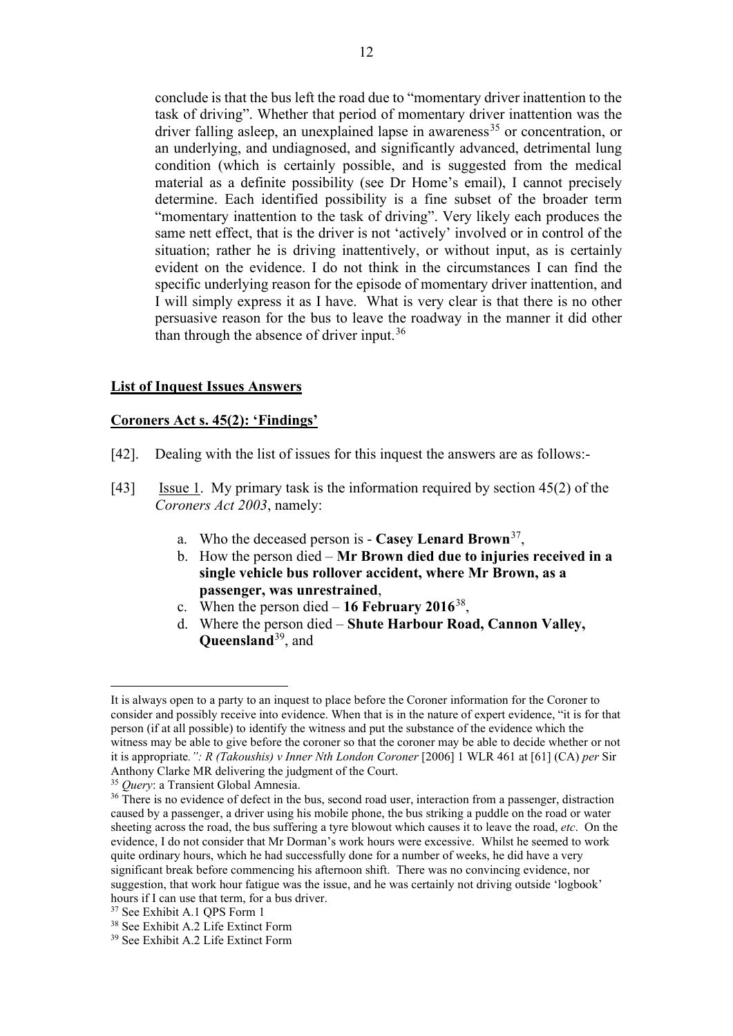conclude is that the bus left the road due to "momentary driver inattention to the task of driving". Whether that period of momentary driver inattention was the driver falling asleep, an unexplained lapse in awareness[35] or concentration, or an underlying, and undiagnosed, and significantly advanced, detrimental lung condition (which is certainly possible, and is suggested from the medical material as a definite possibility (see Dr Home's email), I cannot precisely determine. Each identified possibility is a fine subset of the broader term "momentary inattention to the task of driving". Very likely each produces the same nett effect, that is the driver is not 'actively' involved or in control of the situation; rather he is driving inattentively, or without input, as is certainly evident on the evidence. I do not think in the circumstances I can find the specific underlying reason for the episode of momentary driver inattention, and I will simply express it as I have. What is very clear is that there is no other persuasive reason for the bus to leave the roadway in the manner it did other than through the absence of driver input.[36]

## List of Inquest Issues Answers

## Coroners Act s. 45(2): 'Findings'

[42]. Dealing with the list of issues for this inquest the answers are as follows:-

[43] Issue 1. My primary task is the information required by section 45(2) of the *Coroners Act 2003*, namely:

a. Who the deceased person is - **Casey Lenard Brown**[37],
b. How the person died – **Mr Brown died due to injuries received in a single vehicle bus rollover accident, where Mr Brown, as a passenger, was unrestrained**,
c. When the person died – **16 February 2016**[38],
d. Where the person died – **Shute Harbour Road, Cannon Valley, Queensland**[39], and

---

It is always open to a party to an inquest to place before the Coroner information for the Coroner to consider and possibly receive into evidence. When that is in the nature of expert evidence, "it is for that person (if at all possible) to identify the witness and put the substance of the evidence which the witness may be able to give before the coroner so that the coroner may be able to decide whether or not it is appropriate*.": R (Takoushis) v Inner Nth London Coroner* [2006] 1 WLR 461 at [61] (CA) *per* Sir Anthony Clarke MR delivering the judgment of the Court.

[35] *Query*: a Transient Global Amnesia.

[36] There is no evidence of defect in the bus, second road user, interaction from a passenger, distraction caused by a passenger, a driver using his mobile phone, the bus striking a puddle on the road or water sheeting across the road, the bus suffering a tyre blowout which causes it to leave the road, *etc*. On the evidence, I do not consider that Mr Dorman's work hours were excessive. Whilst he seemed to work quite ordinary hours, which he had successfully done for a number of weeks, he did have a very significant break before commencing his afternoon shift. There was no convincing evidence, nor suggestion, that work hour fatigue was the issue, and he was certainly not driving outside 'logbook' hours if I can use that term, for a bus driver.

[37] See Exhibit A.1 QPS Form 1

[38] See Exhibit A.2 Life Extinct Form

[39] See Exhibit A.2 Life Extinct Form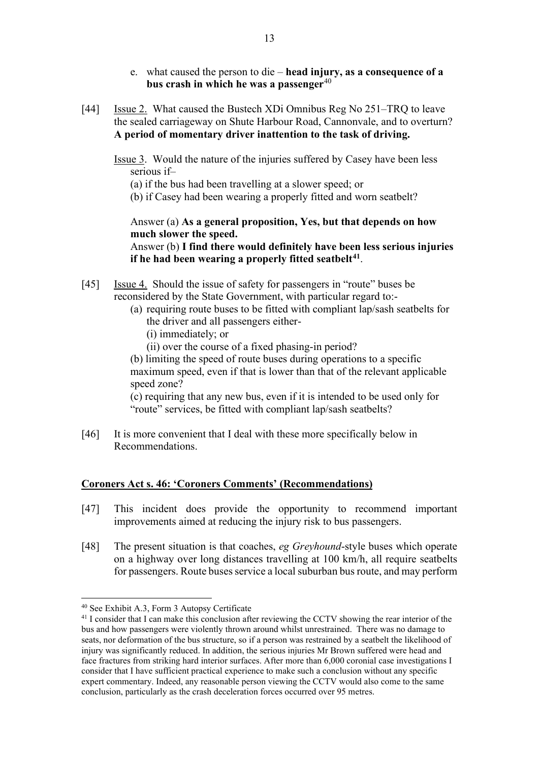e. what caused the person to die – **head injury, as a consequence of a bus crash in which he was a passenger**[40]

[44] Issue 2. What caused the Bustech XDi Omnibus Reg No 251–TRQ to leave the sealed carriageway on Shute Harbour Road, Cannonvale, and to overturn? **A period of momentary driver inattention to the task of driving.**

Issue 3. Would the nature of the injuries suffered by Casey have been less serious if–

(a) if the bus had been travelling at a slower speed; or

(b) if Casey had been wearing a properly fitted and worn seatbelt?

Answer (a) **As a general proposition, Yes, but that depends on how much slower the speed.**

Answer (b) **I find there would definitely have been less serious injuries if he had been wearing a properly fitted seatbelt**[41].

[45] Issue 4. Should the issue of safety for passengers in "route" buses be reconsidered by the State Government, with particular regard to:-

(a) requiring route buses to be fitted with compliant lap/sash seatbelts for the driver and all passengers either-

(i) immediately; or

(ii) over the course of a fixed phasing-in period?

(b) limiting the speed of route buses during operations to a specific maximum speed, even if that is lower than that of the relevant applicable speed zone?

(c) requiring that any new bus, even if it is intended to be used only for "route" services, be fitted with compliant lap/sash seatbelts?

[46] It is more convenient that I deal with these more specifically below in Recommendations.

**Coroners Act s. 46: 'Coroners Comments' (Recommendations)**

[47] This incident does provide the opportunity to recommend important improvements aimed at reducing the injury risk to bus passengers.

[48] The present situation is that coaches, *eg Greyhound*-style buses which operate on a highway over long distances travelling at 100 km/h, all require seatbelts for passengers. Route buses service a local suburban bus route, and may perform

---

[40] See Exhibit A.3, Form 3 Autopsy Certificate

[41] I consider that I can make this conclusion after reviewing the CCTV showing the rear interior of the bus and how passengers were violently thrown around whilst unrestrained. There was no damage to seats, nor deformation of the bus structure, so if a person was restrained by a seatbelt the likelihood of injury was significantly reduced. In addition, the serious injuries Mr Brown suffered were head and face fractures from striking hard interior surfaces. After more than 6,000 coronial case investigations I consider that I have sufficient practical experience to make such a conclusion without any specific expert commentary. Indeed, any reasonable person viewing the CCTV would also come to the same conclusion, particularly as the crash deceleration forces occurred over 95 metres.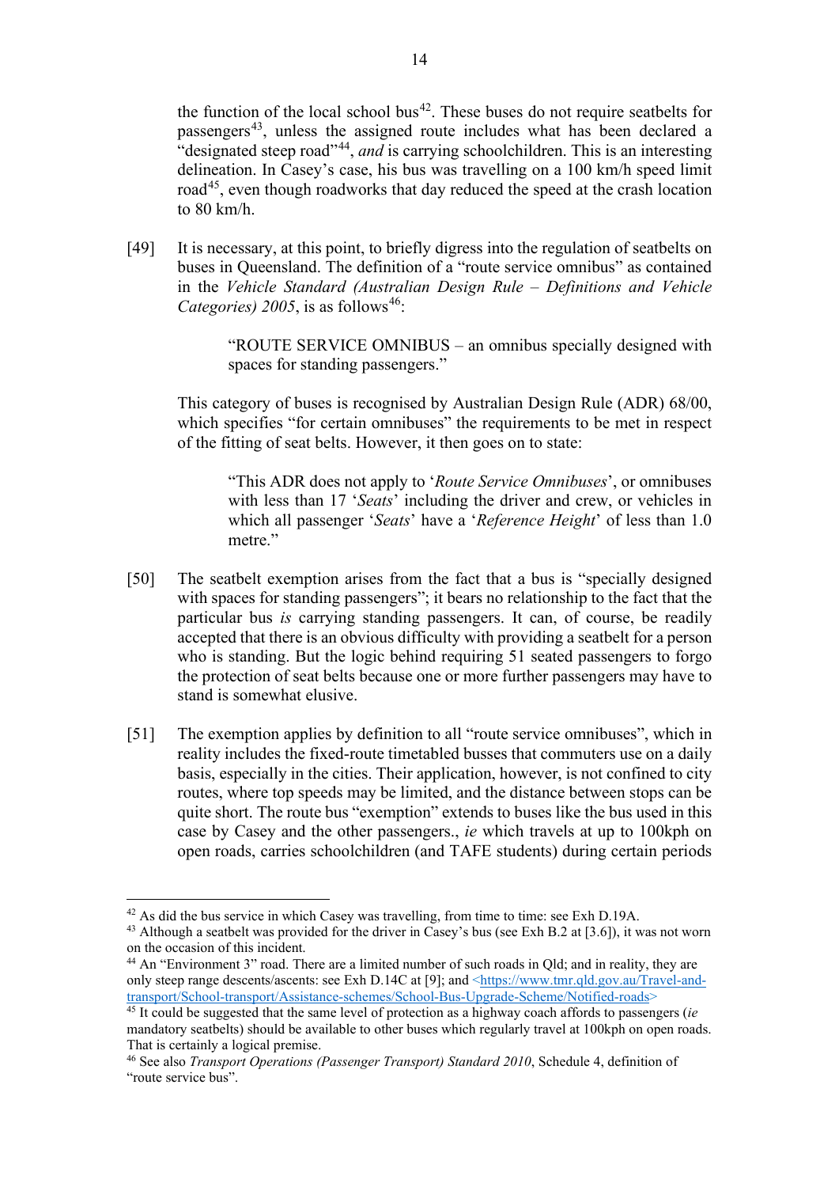the function of the local school bus[42]. These buses do not require seatbelts for passengers[43], unless the assigned route includes what has been declared a "designated steep road"[44], *and* is carrying schoolchildren. This is an interesting delineation. In Casey's case, his bus was travelling on a 100 km/h speed limit road[45], even though roadworks that day reduced the speed at the crash location to 80 km/h.

[49] It is necessary, at this point, to briefly digress into the regulation of seatbelts on buses in Queensland. The definition of a "route service omnibus" as contained in the *Vehicle Standard (Australian Design Rule – Definitions and Vehicle Categories) 2005*, is as follows[46]:

> "ROUTE SERVICE OMNIBUS – an omnibus specially designed with spaces for standing passengers."

This category of buses is recognised by Australian Design Rule (ADR) 68/00, which specifies "for certain omnibuses" the requirements to be met in respect of the fitting of seat belts. However, it then goes on to state:

> "This ADR does not apply to '*Route Service Omnibuses*', or omnibuses with less than 17 '*Seats*' including the driver and crew, or vehicles in which all passenger '*Seats*' have a '*Reference Height*' of less than 1.0 metre."

[50] The seatbelt exemption arises from the fact that a bus is "specially designed with spaces for standing passengers"; it bears no relationship to the fact that the particular bus *is* carrying standing passengers. It can, of course, be readily accepted that there is an obvious difficulty with providing a seatbelt for a person who is standing. But the logic behind requiring 51 seated passengers to forgo the protection of seat belts because one or more further passengers may have to stand is somewhat elusive.

[51] The exemption applies by definition to all "route service omnibuses", which in reality includes the fixed-route timetabled busses that commuters use on a daily basis, especially in the cities. Their application, however, is not confined to city routes, where top speeds may be limited, and the distance between stops can be quite short. The route bus "exemption" extends to buses like the bus used in this case by Casey and the other passengers., *ie* which travels at up to 100kph on open roads, carries schoolchildren (and TAFE students) during certain periods

---

[42] As did the bus service in which Casey was travelling, from time to time: see Exh D.19A.

[43] Although a seatbelt was provided for the driver in Casey's bus (see Exh B.2 at [3.6]), it was not worn on the occasion of this incident.

[44] An "Environment 3" road. There are a limited number of such roads in Qld; and in reality, they are only steep range descents/ascents: see Exh D.14C at [9]; and <https://www.tmr.qld.gov.au/Travel-and-transport/School-transport/Assistance-schemes/School-Bus-Upgrade-Scheme/Notified-roads>

[45] It could be suggested that the same level of protection as a highway coach affords to passengers (*ie* mandatory seatbelts) should be available to other buses which regularly travel at 100kph on open roads. That is certainly a logical premise.

[46] See also *Transport Operations (Passenger Transport) Standard 2010*, Schedule 4, definition of "route service bus".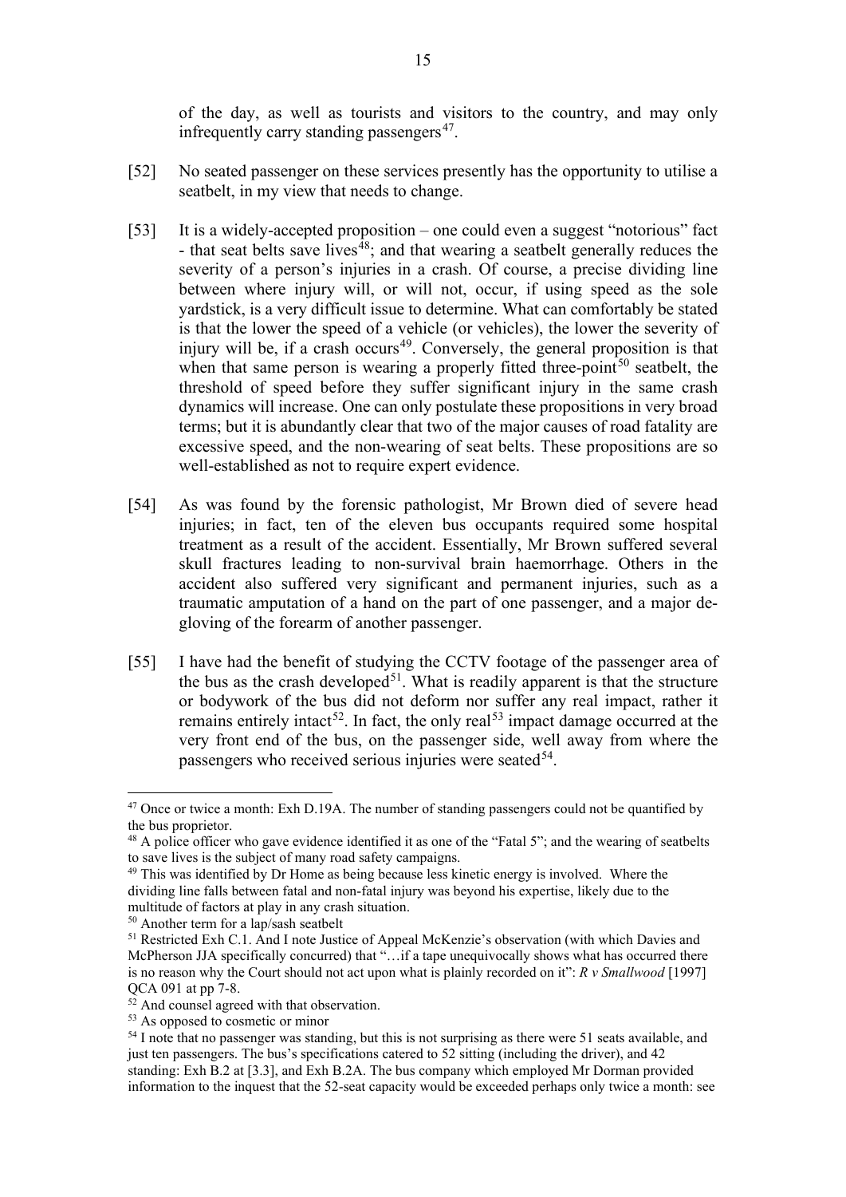of the day, as well as tourists and visitors to the country, and may only infrequently carry standing passengers[47].

[52] No seated passenger on these services presently has the opportunity to utilise a seatbelt, in my view that needs to change.

[53] It is a widely-accepted proposition – one could even a suggest "notorious" fact - that seat belts save lives[48]; and that wearing a seatbelt generally reduces the severity of a person's injuries in a crash. Of course, a precise dividing line between where injury will, or will not, occur, if using speed as the sole yardstick, is a very difficult issue to determine. What can comfortably be stated is that the lower the speed of a vehicle (or vehicles), the lower the severity of injury will be, if a crash occurs[49]. Conversely, the general proposition is that when that same person is wearing a properly fitted three-point[50] seatbelt, the threshold of speed before they suffer significant injury in the same crash dynamics will increase. One can only postulate these propositions in very broad terms; but it is abundantly clear that two of the major causes of road fatality are excessive speed, and the non-wearing of seat belts. These propositions are so well-established as not to require expert evidence.

[54] As was found by the forensic pathologist, Mr Brown died of severe head injuries; in fact, ten of the eleven bus occupants required some hospital treatment as a result of the accident. Essentially, Mr Brown suffered several skull fractures leading to non-survival brain haemorrhage. Others in the accident also suffered very significant and permanent injuries, such as a traumatic amputation of a hand on the part of one passenger, and a major de-gloving of the forearm of another passenger.

[55] I have had the benefit of studying the CCTV footage of the passenger area of the bus as the crash developed[51]. What is readily apparent is that the structure or bodywork of the bus did not deform nor suffer any real impact, rather it remains entirely intact[52]. In fact, the only real[53] impact damage occurred at the very front end of the bus, on the passenger side, well away from where the passengers who received serious injuries were seated[54].

---

[47] Once or twice a month: Exh D.19A. The number of standing passengers could not be quantified by the bus proprietor.

[48] A police officer who gave evidence identified it as one of the "Fatal 5"; and the wearing of seatbelts to save lives is the subject of many road safety campaigns.

[49] This was identified by Dr Home as being because less kinetic energy is involved. Where the dividing line falls between fatal and non-fatal injury was beyond his expertise, likely due to the multitude of factors at play in any crash situation.

[50] Another term for a lap/sash seatbelt

[51] Restricted Exh C.1. And I note Justice of Appeal McKenzie's observation (with which Davies and McPherson JJA specifically concurred) that "…if a tape unequivocally shows what has occurred there is no reason why the Court should not act upon what is plainly recorded on it": *R v Smallwood* [1997] QCA 091 at pp 7-8.

[52] And counsel agreed with that observation.

[53] As opposed to cosmetic or minor

[54] I note that no passenger was standing, but this is not surprising as there were 51 seats available, and just ten passengers. The bus's specifications catered to 52 sitting (including the driver), and 42 standing: Exh B.2 at [3.3], and Exh B.2A. The bus company which employed Mr Dorman provided information to the inquest that the 52-seat capacity would be exceeded perhaps only twice a month: see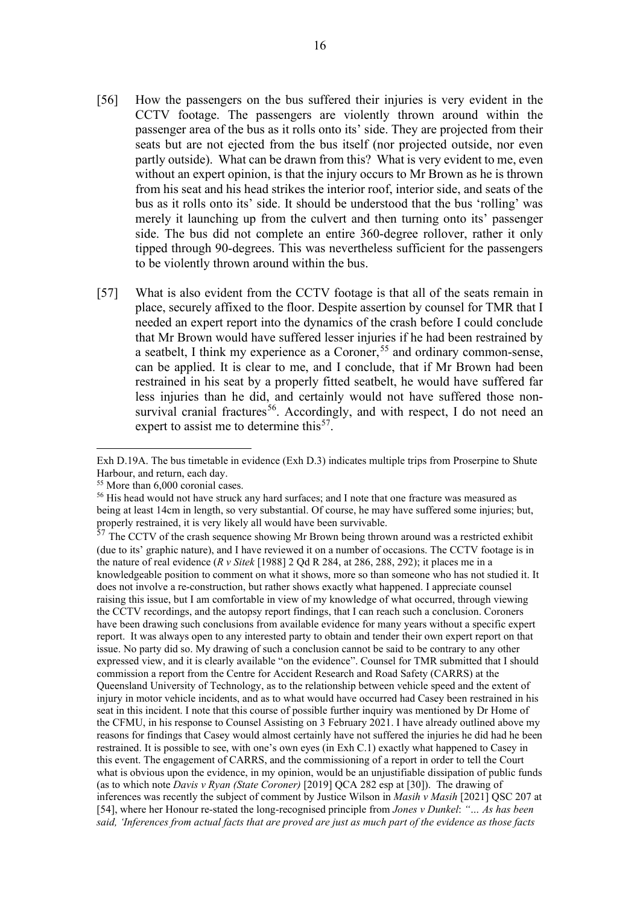[56] How the passengers on the bus suffered their injuries is very evident in the CCTV footage. The passengers are violently thrown around within the passenger area of the bus as it rolls onto its' side. They are projected from their seats but are not ejected from the bus itself (nor projected outside, nor even partly outside). What can be drawn from this? What is very evident to me, even without an expert opinion, is that the injury occurs to Mr Brown as he is thrown from his seat and his head strikes the interior roof, interior side, and seats of the bus as it rolls onto its' side. It should be understood that the bus 'rolling' was merely it launching up from the culvert and then turning onto its' passenger side. The bus did not complete an entire 360-degree rollover, rather it only tipped through 90-degrees. This was nevertheless sufficient for the passengers to be violently thrown around within the bus.

[57] What is also evident from the CCTV footage is that all of the seats remain in place, securely affixed to the floor. Despite assertion by counsel for TMR that I needed an expert report into the dynamics of the crash before I could conclude that Mr Brown would have suffered lesser injuries if he had been restrained by a seatbelt, I think my experience as a Coroner,[55] and ordinary common-sense, can be applied. It is clear to me, and I conclude, that if Mr Brown had been restrained in his seat by a properly fitted seatbelt, he would have suffered far less injuries than he did, and certainly would not have suffered those non-survival cranial fractures[56]. Accordingly, and with respect, I do not need an expert to assist me to determine this[57].

---

Exh D.19A. The bus timetable in evidence (Exh D.3) indicates multiple trips from Proserpine to Shute Harbour, and return, each day.

[55] More than 6,000 coronial cases.

[56] His head would not have struck any hard surfaces; and I note that one fracture was measured as being at least 14cm in length, so very substantial. Of course, he may have suffered some injuries; but, properly restrained, it is very likely all would have been survivable.

[57] The CCTV of the crash sequence showing Mr Brown being thrown around was a restricted exhibit (due to its' graphic nature), and I have reviewed it on a number of occasions. The CCTV footage is in the nature of real evidence (*R v Sitek* [1988] 2 Qd R 284, at 286, 288, 292); it places me in a knowledgeable position to comment on what it shows, more so than someone who has not studied it. It does not involve a re-construction, but rather shows exactly what happened. I appreciate counsel raising this issue, but I am comfortable in view of my knowledge of what occurred, through viewing the CCTV recordings, and the autopsy report findings, that I can reach such a conclusion. Coroners have been drawing such conclusions from available evidence for many years without a specific expert report. It was always open to any interested party to obtain and tender their own expert report on that issue. No party did so. My drawing of such a conclusion cannot be said to be contrary to any other expressed view, and it is clearly available "on the evidence". Counsel for TMR submitted that I should commission a report from the Centre for Accident Research and Road Safety (CARRS) at the Queensland University of Technology, as to the relationship between vehicle speed and the extent of injury in motor vehicle incidents, and as to what would have occurred had Casey been restrained in his seat in this incident. I note that this course of possible further inquiry was mentioned by Dr Home of the CFMU, in his response to Counsel Assisting on 3 February 2021. I have already outlined above my reasons for findings that Casey would almost certainly have not suffered the injuries he did had he been restrained. It is possible to see, with one's own eyes (in Exh C.1) exactly what happened to Casey in this event. The engagement of CARRS, and the commissioning of a report in order to tell the Court what is obvious upon the evidence, in my opinion, would be an unjustifiable dissipation of public funds (as to which note *Davis v Ryan (State Coroner)* [2019] QCA 282 esp at [30]). The drawing of inferences was recently the subject of comment by Justice Wilson in *Masih v Masih* [2021] QSC 207 at [54], where her Honour re-stated the long-recognised principle from *Jones v Dunkel*: *"… As has been said, 'Inferences from actual facts that are proved are just as much part of the evidence as those facts*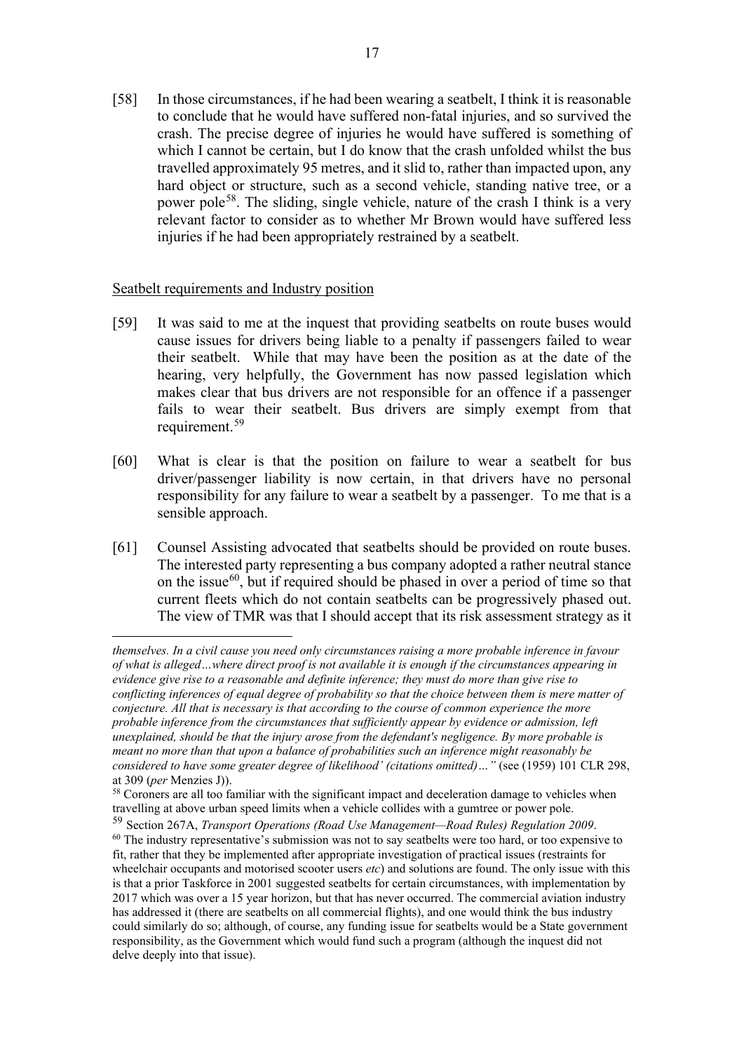[58] In those circumstances, if he had been wearing a seatbelt, I think it is reasonable to conclude that he would have suffered non-fatal injuries, and so survived the crash. The precise degree of injuries he would have suffered is something of which I cannot be certain, but I do know that the crash unfolded whilst the bus travelled approximately 95 metres, and it slid to, rather than impacted upon, any hard object or structure, such as a second vehicle, standing native tree, or a power pole[58]. The sliding, single vehicle, nature of the crash I think is a very relevant factor to consider as to whether Mr Brown would have suffered less injuries if he had been appropriately restrained by a seatbelt.

Seatbelt requirements and Industry position

[59] It was said to me at the inquest that providing seatbelts on route buses would cause issues for drivers being liable to a penalty if passengers failed to wear their seatbelt. While that may have been the position as at the date of the hearing, very helpfully, the Government has now passed legislation which makes clear that bus drivers are not responsible for an offence if a passenger fails to wear their seatbelt. Bus drivers are simply exempt from that requirement.[59]

[60] What is clear is that the position on failure to wear a seatbelt for bus driver/passenger liability is now certain, in that drivers have no personal responsibility for any failure to wear a seatbelt by a passenger. To me that is a sensible approach.

[61] Counsel Assisting advocated that seatbelts should be provided on route buses. The interested party representing a bus company adopted a rather neutral stance on the issue[60], but if required should be phased in over a period of time so that current fleets which do not contain seatbelts can be progressively phased out. The view of TMR was that I should accept that its risk assessment strategy as it

---

*themselves. In a civil cause you need only circumstances raising a more probable inference in favour of what is alleged…where direct proof is not available it is enough if the circumstances appearing in evidence give rise to a reasonable and definite inference; they must do more than give rise to conflicting inferences of equal degree of probability so that the choice between them is mere matter of conjecture. All that is necessary is that according to the course of common experience the more probable inference from the circumstances that sufficiently appear by evidence or admission, left unexplained, should be that the injury arose from the defendant's negligence. By more probable is meant no more than that upon a balance of probabilities such an inference might reasonably be considered to have some greater degree of likelihood' (citations omitted)…"* (see (1959) 101 CLR 298, at 309 (*per* Menzies J)).

[58] Coroners are all too familiar with the significant impact and deceleration damage to vehicles when travelling at above urban speed limits when a vehicle collides with a gumtree or power pole.

[59] Section 267A, *Transport Operations (Road Use Management—Road Rules) Regulation 2009*.

[60] The industry representative's submission was not to say seatbelts were too hard, or too expensive to fit, rather that they be implemented after appropriate investigation of practical issues (restraints for wheelchair occupants and motorised scooter users *etc*) and solutions are found. The only issue with this is that a prior Taskforce in 2001 suggested seatbelts for certain circumstances, with implementation by 2017 which was over a 15 year horizon, but that has never occurred. The commercial aviation industry has addressed it (there are seatbelts on all commercial flights), and one would think the bus industry could similarly do so; although, of course, any funding issue for seatbelts would be a State government responsibility, as the Government which would fund such a program (although the inquest did not delve deeply into that issue).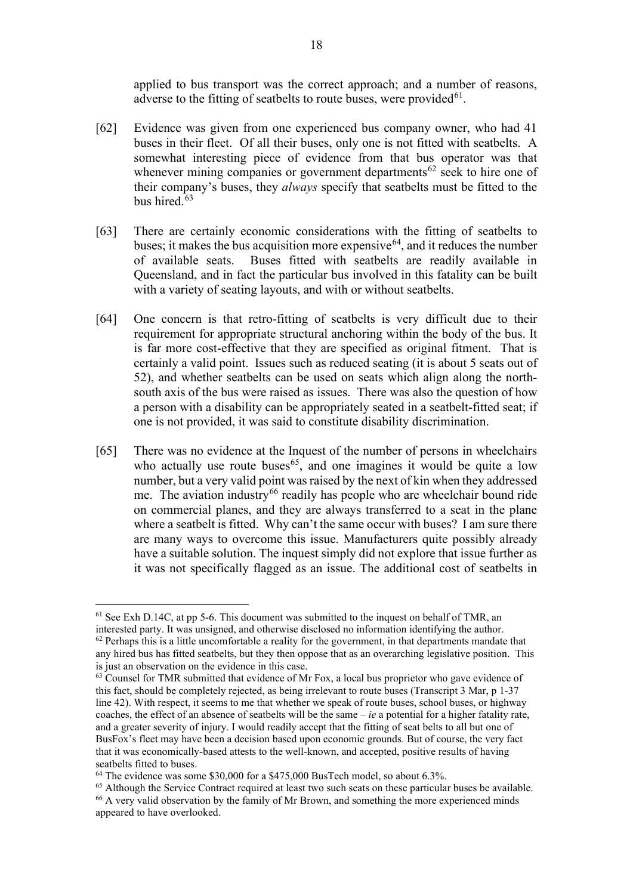applied to bus transport was the correct approach; and a number of reasons, adverse to the fitting of seatbelts to route buses, were provided[61].

[62] Evidence was given from one experienced bus company owner, who had 41 buses in their fleet. Of all their buses, only one is not fitted with seatbelts. A somewhat interesting piece of evidence from that bus operator was that whenever mining companies or government departments[62] seek to hire one of their company's buses, they *always* specify that seatbelts must be fitted to the bus hired.[63]

[63] There are certainly economic considerations with the fitting of seatbelts to buses; it makes the bus acquisition more expensive[64], and it reduces the number of available seats. Buses fitted with seatbelts are readily available in Queensland, and in fact the particular bus involved in this fatality can be built with a variety of seating layouts, and with or without seatbelts.

[64] One concern is that retro-fitting of seatbelts is very difficult due to their requirement for appropriate structural anchoring within the body of the bus. It is far more cost-effective that they are specified as original fitment. That is certainly a valid point. Issues such as reduced seating (it is about 5 seats out of 52), and whether seatbelts can be used on seats which align along the north-south axis of the bus were raised as issues. There was also the question of how a person with a disability can be appropriately seated in a seatbelt-fitted seat; if one is not provided, it was said to constitute disability discrimination.

[65] There was no evidence at the Inquest of the number of persons in wheelchairs who actually use route buses[65], and one imagines it would be quite a low number, but a very valid point was raised by the next of kin when they addressed me. The aviation industry[66] readily has people who are wheelchair bound ride on commercial planes, and they are always transferred to a seat in the plane where a seatbelt is fitted. Why can't the same occur with buses? I am sure there are many ways to overcome this issue. Manufacturers quite possibly already have a suitable solution. The inquest simply did not explore that issue further as it was not specifically flagged as an issue. The additional cost of seatbelts in

---

[61] See Exh D.14C, at pp 5-6. This document was submitted to the inquest on behalf of TMR, an interested party. It was unsigned, and otherwise disclosed no information identifying the author.

[62] Perhaps this is a little uncomfortable a reality for the government, in that departments mandate that any hired bus has fitted seatbelts, but they then oppose that as an overarching legislative position. This is just an observation on the evidence in this case.

[63] Counsel for TMR submitted that evidence of Mr Fox, a local bus proprietor who gave evidence of this fact, should be completely rejected, as being irrelevant to route buses (Transcript 3 Mar, p 1-37 line 42). With respect, it seems to me that whether we speak of route buses, school buses, or highway coaches, the effect of an absence of seatbelts will be the same – *ie* a potential for a higher fatality rate, and a greater severity of injury. I would readily accept that the fitting of seat belts to all but one of BusFox's fleet may have been a decision based upon economic grounds. But of course, the very fact that it was economically-based attests to the well-known, and accepted, positive results of having seatbelts fitted to buses.

[64] The evidence was some $30,000 for a $475,000 BusTech model, so about 6.3%.

[65] Although the Service Contract required at least two such seats on these particular buses be available.

[66] A very valid observation by the family of Mr Brown, and something the more experienced minds appeared to have overlooked.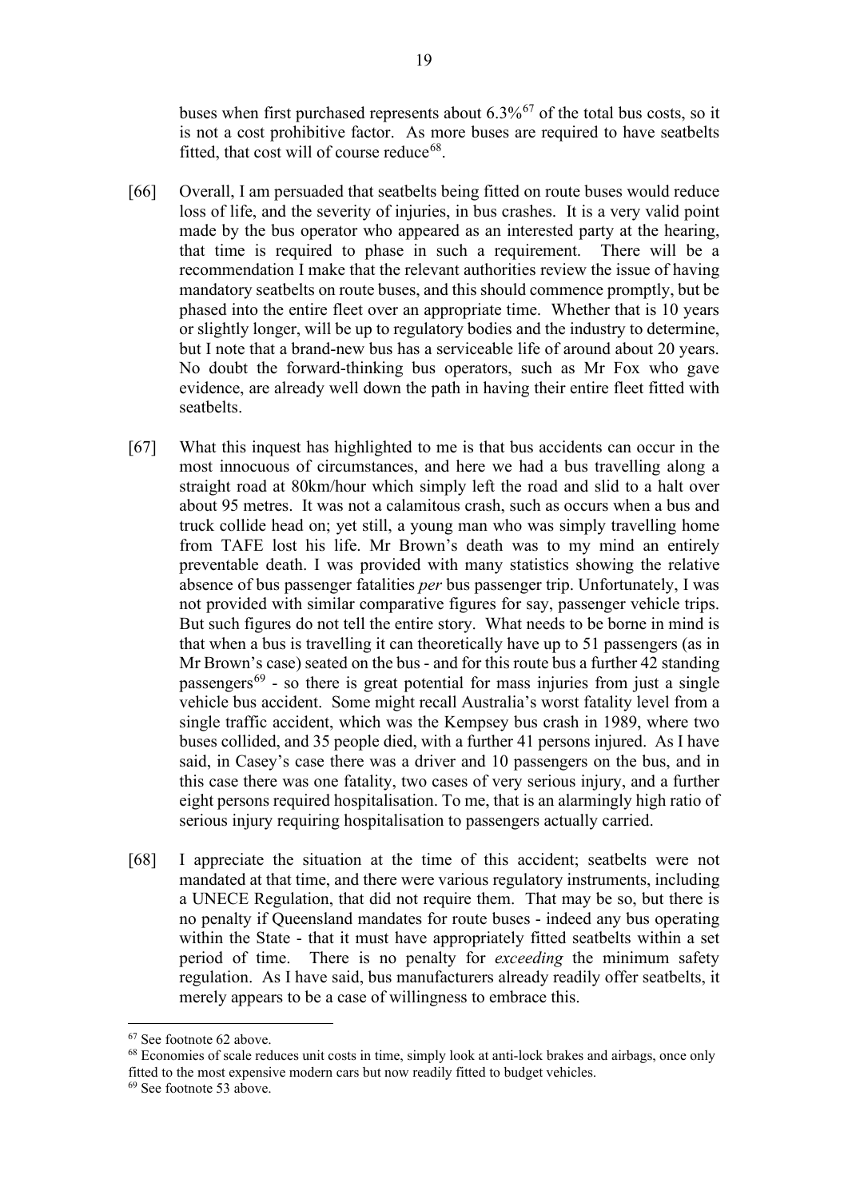buses when first purchased represents about 6.3%[67] of the total bus costs, so it is not a cost prohibitive factor. As more buses are required to have seatbelts fitted, that cost will of course reduce[68].

[66] Overall, I am persuaded that seatbelts being fitted on route buses would reduce loss of life, and the severity of injuries, in bus crashes. It is a very valid point made by the bus operator who appeared as an interested party at the hearing, that time is required to phase in such a requirement. There will be a recommendation I make that the relevant authorities review the issue of having mandatory seatbelts on route buses, and this should commence promptly, but be phased into the entire fleet over an appropriate time. Whether that is 10 years or slightly longer, will be up to regulatory bodies and the industry to determine, but I note that a brand-new bus has a serviceable life of around about 20 years. No doubt the forward-thinking bus operators, such as Mr Fox who gave evidence, are already well down the path in having their entire fleet fitted with seatbelts.

[67] What this inquest has highlighted to me is that bus accidents can occur in the most innocuous of circumstances, and here we had a bus travelling along a straight road at 80km/hour which simply left the road and slid to a halt over about 95 metres. It was not a calamitous crash, such as occurs when a bus and truck collide head on; yet still, a young man who was simply travelling home from TAFE lost his life. Mr Brown's death was to my mind an entirely preventable death. I was provided with many statistics showing the relative absence of bus passenger fatalities *per* bus passenger trip. Unfortunately, I was not provided with similar comparative figures for say, passenger vehicle trips. But such figures do not tell the entire story. What needs to be borne in mind is that when a bus is travelling it can theoretically have up to 51 passengers (as in Mr Brown's case) seated on the bus - and for this route bus a further 42 standing passengers[69] - so there is great potential for mass injuries from just a single vehicle bus accident. Some might recall Australia's worst fatality level from a single traffic accident, which was the Kempsey bus crash in 1989, where two buses collided, and 35 people died, with a further 41 persons injured. As I have said, in Casey's case there was a driver and 10 passengers on the bus, and in this case there was one fatality, two cases of very serious injury, and a further eight persons required hospitalisation. To me, that is an alarmingly high ratio of serious injury requiring hospitalisation to passengers actually carried.

[68] I appreciate the situation at the time of this accident; seatbelts were not mandated at that time, and there were various regulatory instruments, including a UNECE Regulation, that did not require them. That may be so, but there is no penalty if Queensland mandates for route buses - indeed any bus operating within the State - that it must have appropriately fitted seatbelts within a set period of time. There is no penalty for *exceeding* the minimum safety regulation. As I have said, bus manufacturers already readily offer seatbelts, it merely appears to be a case of willingness to embrace this.

---

[67] See footnote 62 above.

[68] Economies of scale reduces unit costs in time, simply look at anti-lock brakes and airbags, once only fitted to the most expensive modern cars but now readily fitted to budget vehicles.

[69] See footnote 53 above.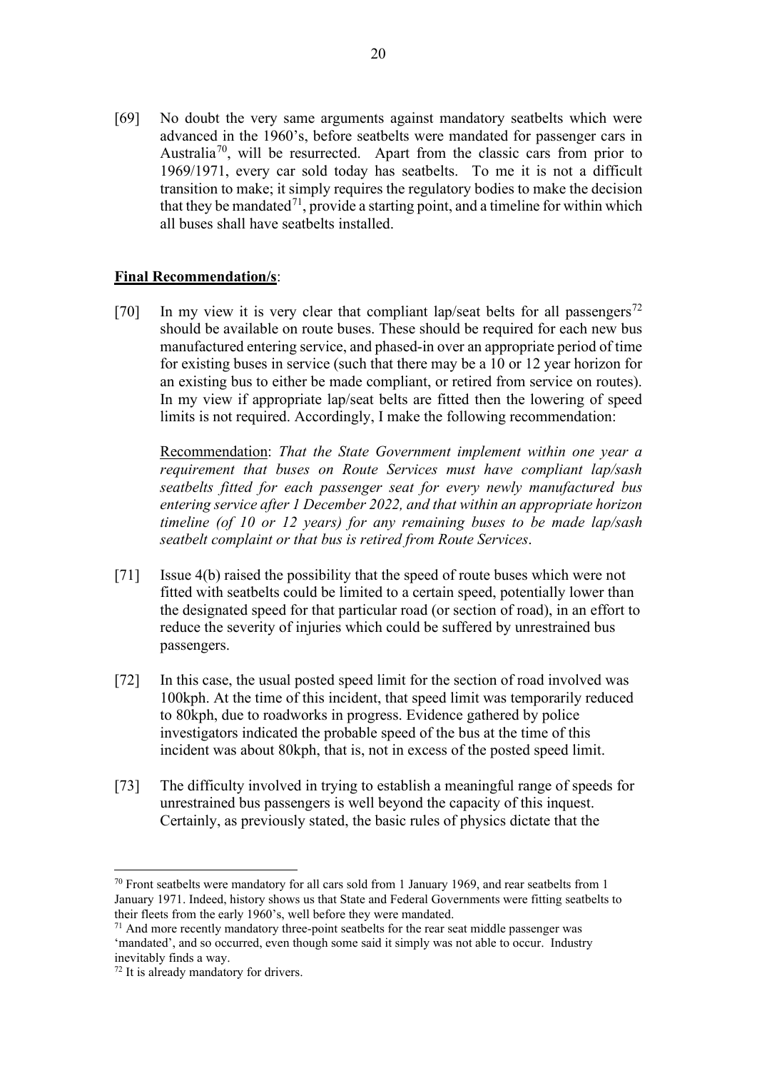[69] No doubt the very same arguments against mandatory seatbelts which were advanced in the 1960's, before seatbelts were mandated for passenger cars in Australia[70], will be resurrected. Apart from the classic cars from prior to 1969/1971, every car sold today has seatbelts. To me it is not a difficult transition to make; it simply requires the regulatory bodies to make the decision that they be mandated[71], provide a starting point, and a timeline for within which all buses shall have seatbelts installed.

**Final Recommendation/s**:

[70] In my view it is very clear that compliant lap/seat belts for all passengers[72] should be available on route buses. These should be required for each new bus manufactured entering service, and phased-in over an appropriate period of time for existing buses in service (such that there may be a 10 or 12 year horizon for an existing bus to either be made compliant, or retired from service on routes). In my view if appropriate lap/seat belts are fitted then the lowering of speed limits is not required. Accordingly, I make the following recommendation:

Recommendation: *That the State Government implement within one year a requirement that buses on Route Services must have compliant lap/sash seatbelts fitted for each passenger seat for every newly manufactured bus entering service after 1 December 2022, and that within an appropriate horizon timeline (of 10 or 12 years) for any remaining buses to be made lap/sash seatbelt complaint or that bus is retired from Route Services.*

[71] Issue 4(b) raised the possibility that the speed of route buses which were not fitted with seatbelts could be limited to a certain speed, potentially lower than the designated speed for that particular road (or section of road), in an effort to reduce the severity of injuries which could be suffered by unrestrained bus passengers.

[72] In this case, the usual posted speed limit for the section of road involved was 100kph. At the time of this incident, that speed limit was temporarily reduced to 80kph, due to roadworks in progress. Evidence gathered by police investigators indicated the probable speed of the bus at the time of this incident was about 80kph, that is, not in excess of the posted speed limit.

[73] The difficulty involved in trying to establish a meaningful range of speeds for unrestrained bus passengers is well beyond the capacity of this inquest. Certainly, as previously stated, the basic rules of physics dictate that the

---

[70] Front seatbelts were mandatory for all cars sold from 1 January 1969, and rear seatbelts from 1 January 1971. Indeed, history shows us that State and Federal Governments were fitting seatbelts to their fleets from the early 1960's, well before they were mandated.

[71] And more recently mandatory three-point seatbelts for the rear seat middle passenger was 'mandated', and so occurred, even though some said it simply was not able to occur. Industry inevitably finds a way.

[72] It is already mandatory for drivers.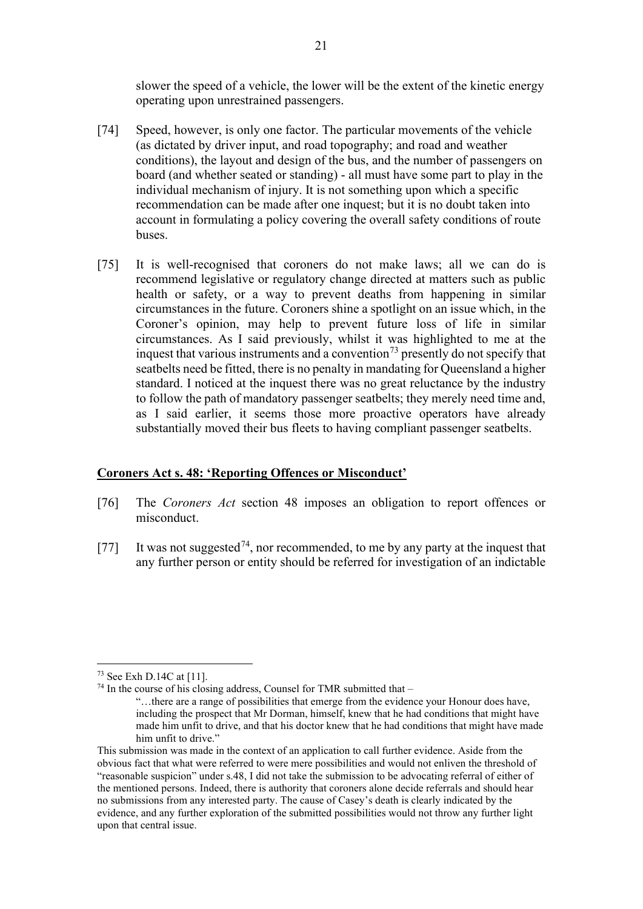slower the speed of a vehicle, the lower will be the extent of the kinetic energy operating upon unrestrained passengers.

[74] Speed, however, is only one factor. The particular movements of the vehicle (as dictated by driver input, and road topography; and road and weather conditions), the layout and design of the bus, and the number of passengers on board (and whether seated or standing) - all must have some part to play in the individual mechanism of injury. It is not something upon which a specific recommendation can be made after one inquest; but it is no doubt taken into account in formulating a policy covering the overall safety conditions of route buses.

[75] It is well-recognised that coroners do not make laws; all we can do is recommend legislative or regulatory change directed at matters such as public health or safety, or a way to prevent deaths from happening in similar circumstances in the future. Coroners shine a spotlight on an issue which, in the Coroner's opinion, may help to prevent future loss of life in similar circumstances. As I said previously, whilst it was highlighted to me at the inquest that various instruments and a convention[73] presently do not specify that seatbelts need be fitted, there is no penalty in mandating for Queensland a higher standard. I noticed at the inquest there was no great reluctance by the industry to follow the path of mandatory passenger seatbelts; they merely need time and, as I said earlier, it seems those more proactive operators have already substantially moved their bus fleets to having compliant passenger seatbelts.

## Coroners Act s. 48: 'Reporting Offences or Misconduct'

[76] The *Coroners Act* section 48 imposes an obligation to report offences or misconduct.

[77] It was not suggested[74], nor recommended, to me by any party at the inquest that any further person or entity should be referred for investigation of an indictable

---

[73] See Exh D.14C at [11].

[74] In the course of his closing address, Counsel for TMR submitted that –

> "…there are a range of possibilities that emerge from the evidence your Honour does have, including the prospect that Mr Dorman, himself, knew that he had conditions that might have made him unfit to drive, and that his doctor knew that he had conditions that might have made him unfit to drive."

This submission was made in the context of an application to call further evidence. Aside from the obvious fact that what were referred to were mere possibilities and would not enliven the threshold of "reasonable suspicion" under s.48, I did not take the submission to be advocating referral of either of the mentioned persons. Indeed, there is authority that coroners alone decide referrals and should hear no submissions from any interested party. The cause of Casey's death is clearly indicated by the evidence, and any further exploration of the submitted possibilities would not throw any further light upon that central issue.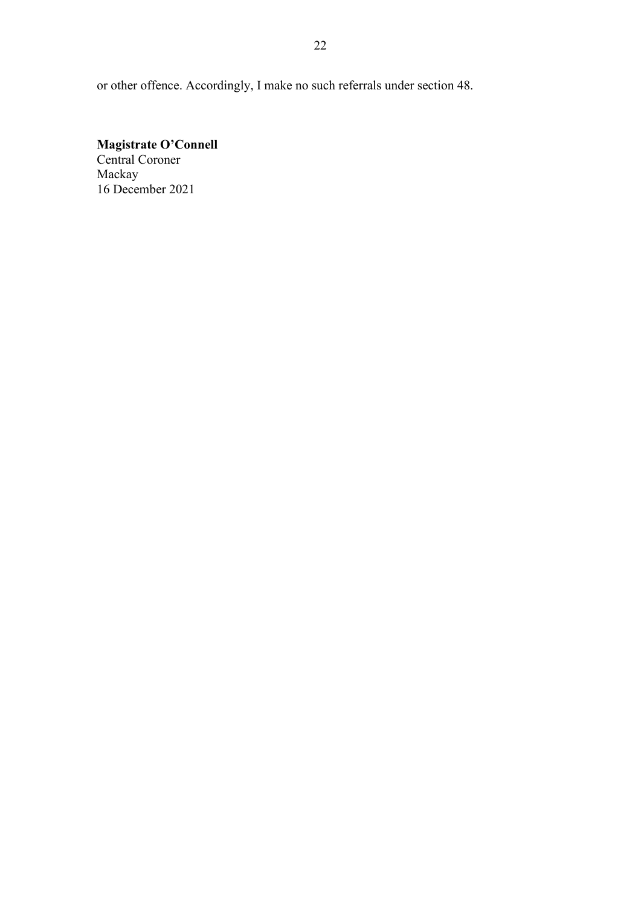or other offence. Accordingly, I make no such referrals under section 48.

**Magistrate O'Connell**
Central Coroner
Mackay
16 December 2021